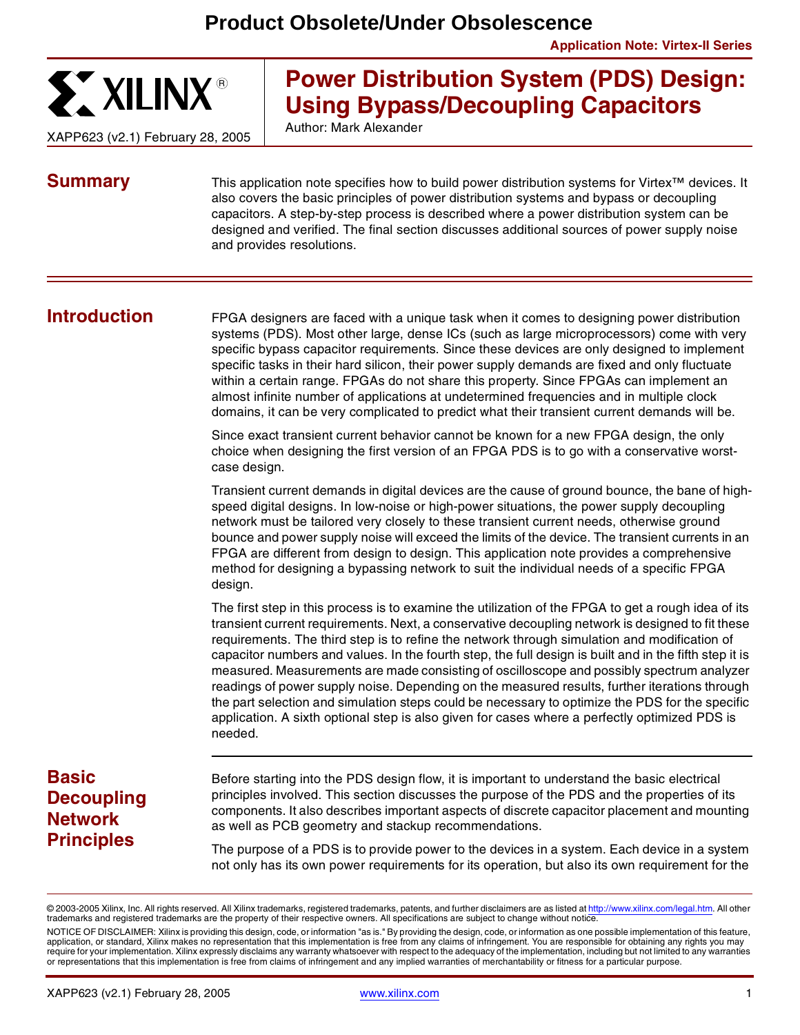# Product Obsolete/Under Obsolescence

**Application Note: Virtex-II Series**

XAPP623 (v2.1) February 28, 2005

# Power Distribution System (PDS) Design: Using Bypass/Decoupling Capacitors

Author: Mark Alexander

## Summary

This application note specifies how to build power distribution systems for Virtex™ devices. It also covers the basic principles of power distribution systems and bypass or decoupling capacitors. A step-by-step process is described where a power distribution system can be designed and verified. The final section discusses additional sources of power supply noise and provides resolutions.

## Introduction

FPGA designers are faced with a unique task when it comes to designing power distribution systems (PDS). Most other large, dense ICs (such as large microprocessors) come with very specific bypass capacitor requirements. Since these devices are only designed to implement specific tasks in their hard silicon, their power supply demands are fixed and only fluctuate within a certain range. FPGAs do not share this property. Since FPGAs can implement an almost infinite number of applications at undetermined frequencies and in multiple clock domains, it can be very complicated to predict what their transient current demands will be.

Since exact transient current behavior cannot be known for a new FPGA design, the only choice when designing the first version of an FPGA PDS is to go with a conservative worst-case design.

Transient current demands in digital devices are the cause of ground bounce, the bane of high-speed digital designs. In low-noise or high-power situations, the power supply decoupling network must be tailored very closely to these transient current needs, otherwise ground bounce and power supply noise will exceed the limits of the device. The transient currents in an FPGA are different from design to design. This application note provides a comprehensive method for designing a bypassing network to suit the individual needs of a specific FPGA design.

The first step in this process is to examine the utilization of the FPGA to get a rough idea of its transient current requirements. Next, a conservative decoupling network is designed to fit these requirements. The third step is to refine the network through simulation and modification of capacitor numbers and values. In the fourth step, the full design is built and in the fifth step it is measured. Measurements are made consisting of oscilloscope and possibly spectrum analyzer readings of power supply noise. Depending on the measured results, further iterations through the part selection and simulation steps could be necessary to optimize the PDS for the specific application. A sixth optional step is also given for cases where a perfectly optimized PDS is needed.

## Basic Decoupling Network Principles

Before starting into the PDS design flow, it is important to understand the basic electrical principles involved. This section discusses the purpose of the PDS and the properties of its components. It also describes important aspects of discrete capacitor placement and mounting as well as PCB geometry and stackup recommendations.

The purpose of a PDS is to provide power to the devices in a system. Each device in a system not only has its own power requirements for its operation, but also its own requirement for the

© 2003-2005 Xilinx, Inc. All rights reserved. All Xilinx trademarks, registered trademarks, patents, and further disclaimers are as listed at http://www.xilinx.com/legal.htm. All other trademarks and registered trademarks are the property of their respective owners. All specifications are subject to change without notice.

NOTICE OF DISCLAIMER: Xilinx is providing this design, code, or information "as is." By providing the design, code, or information as one possible implementation of this feature, application, or standard, Xilinx makes no representation that this implementation is free from any claims of infringement. You are responsible for obtaining any rights you may require for your implementation. Xilinx expressly disclaims any warranty whatsoever with respect to the adequacy of the implementation, including but not limited to any warranties or representations that this implementation is free from claims of infringement and any implied warranties of merchantability or fitness for a particular purpose.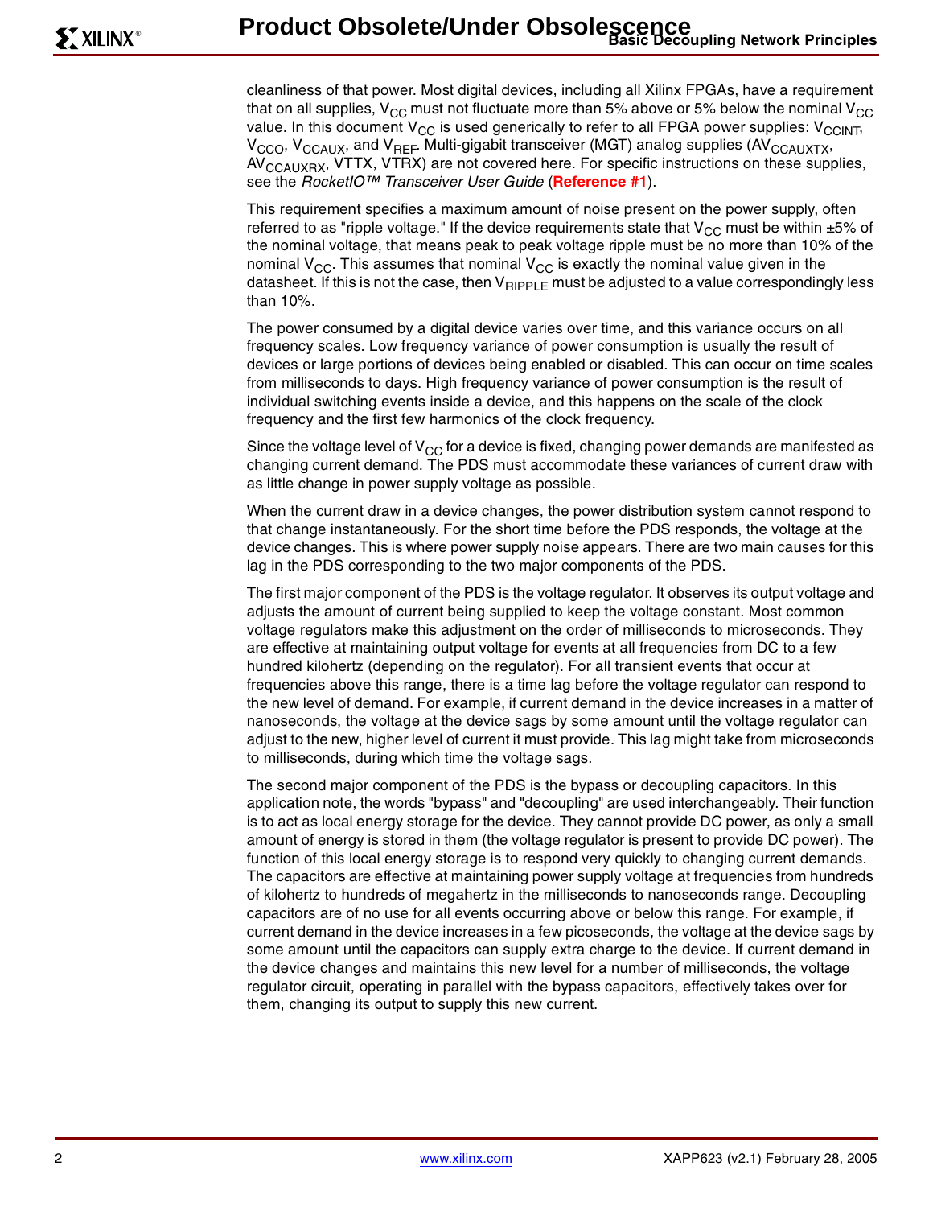cleanliness of that power. Most digital devices, including all Xilinx FPGAs, have a requirement that on all supplies, $V_{CC}$ must not fluctuate more than 5% above or 5% below the nominal $V_{CC}$ value. In this document $V_{CC}$ is used generically to refer to all FPGA power supplies: $V_{CCINT}$, $V_{CCO}$, $V_{CCAUX}$, and $V_{REF}$. Multi-gigabit transceiver (MGT) analog supplies ($AV_{CCAUXTX}$, $AV_{CCAUXRX}$, VTTX, VTRX) are not covered here. For specific instructions on these supplies, see the *RocketIO™ Transceiver User Guide* (**Reference #1**).

This requirement specifies a maximum amount of noise present on the power supply, often referred to as "ripple voltage." If the device requirements state that $V_{CC}$ must be within ±5% of the nominal voltage, that means peak to peak voltage ripple must be no more than 10% of the nominal $V_{CC}$. This assumes that nominal $V_{CC}$ is exactly the nominal value given in the datasheet. If this is not the case, then $V_{RIPPLE}$ must be adjusted to a value correspondingly less than 10%.

The power consumed by a digital device varies over time, and this variance occurs on all frequency scales. Low frequency variance of power consumption is usually the result of devices or large portions of devices being enabled or disabled. This can occur on time scales from milliseconds to days. High frequency variance of power consumption is the result of individual switching events inside a device, and this happens on the scale of the clock frequency and the first few harmonics of the clock frequency.

Since the voltage level of $V_{CC}$ for a device is fixed, changing power demands are manifested as changing current demand. The PDS must accommodate these variances of current draw with as little change in power supply voltage as possible.

When the current draw in a device changes, the power distribution system cannot respond to that change instantaneously. For the short time before the PDS responds, the voltage at the device changes. This is where power supply noise appears. There are two main causes for this lag in the PDS corresponding to the two major components of the PDS.

The first major component of the PDS is the voltage regulator. It observes its output voltage and adjusts the amount of current being supplied to keep the voltage constant. Most common voltage regulators make this adjustment on the order of milliseconds to microseconds. They are effective at maintaining output voltage for events at all frequencies from DC to a few hundred kilohertz (depending on the regulator). For all transient events that occur at frequencies above this range, there is a time lag before the voltage regulator can respond to the new level of demand. For example, if current demand in the device increases in a matter of nanoseconds, the voltage at the device sags by some amount until the voltage regulator can adjust to the new, higher level of current it must provide. This lag might take from microseconds to milliseconds, during which time the voltage sags.

The second major component of the PDS is the bypass or decoupling capacitors. In this application note, the words "bypass" and "decoupling" are used interchangeably. Their function is to act as local energy storage for the device. They cannot provide DC power, as only a small amount of energy is stored in them (the voltage regulator is present to provide DC power). The function of this local energy storage is to respond very quickly to changing current demands. The capacitors are effective at maintaining power supply voltage at frequencies from hundreds of kilohertz to hundreds of megahertz in the milliseconds to nanoseconds range. Decoupling capacitors are of no use for all events occurring above or below this range. For example, if current demand in the device increases in a few picoseconds, the voltage at the device sags by some amount until the capacitors can supply extra charge to the device. If current demand in the device changes and maintains this new level for a number of milliseconds, the voltage regulator circuit, operating in parallel with the bypass capacitors, effectively takes over for them, changing its output to supply this new current.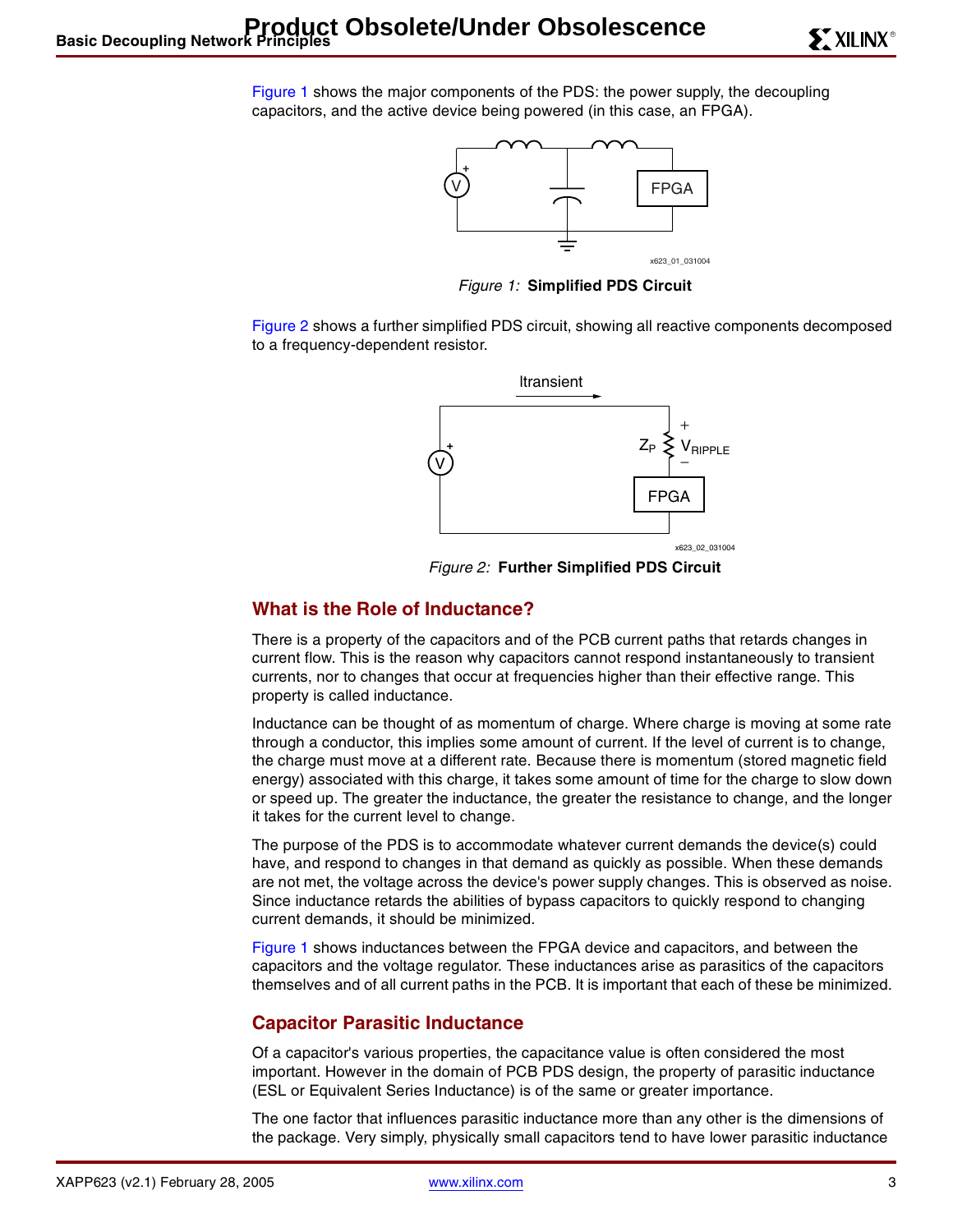Figure 1 shows the major components of the PDS: the power supply, the decoupling capacitors, and the active device being powered (in this case, an FPGA).

*Figure 1:* **Simplified PDS Circuit**

Figure 2 shows a further simplified PDS circuit, showing all reactive components decomposed to a frequency-dependent resistor.

*Figure 2:* **Further Simplified PDS Circuit**

## What is the Role of Inductance?

There is a property of the capacitors and of the PCB current paths that retards changes in current flow. This is the reason why capacitors cannot respond instantaneously to transient currents, nor to changes that occur at frequencies higher than their effective range. This property is called inductance.

Inductance can be thought of as momentum of charge. Where charge is moving at some rate through a conductor, this implies some amount of current. If the level of current is to change, the charge must move at a different rate. Because there is momentum (stored magnetic field energy) associated with this charge, it takes some amount of time for the charge to slow down or speed up. The greater the inductance, the greater the resistance to change, and the longer it takes for the current level to change.

The purpose of the PDS is to accommodate whatever current demands the device(s) could have, and respond to changes in that demand as quickly as possible. When these demands are not met, the voltage across the device's power supply changes. This is observed as noise. Since inductance retards the abilities of bypass capacitors to quickly respond to changing current demands, it should be minimized.

Figure 1 shows inductances between the FPGA device and capacitors, and between the capacitors and the voltage regulator. These inductances arise as parasitics of the capacitors themselves and of all current paths in the PCB. It is important that each of these be minimized.

## Capacitor Parasitic Inductance

Of a capacitor's various properties, the capacitance value is often considered the most important. However in the domain of PCB PDS design, the property of parasitic inductance (ESL or Equivalent Series Inductance) is of the same or greater importance.

The one factor that influences parasitic inductance more than any other is the dimensions of the package. Very simply, physically small capacitors tend to have lower parasitic inductance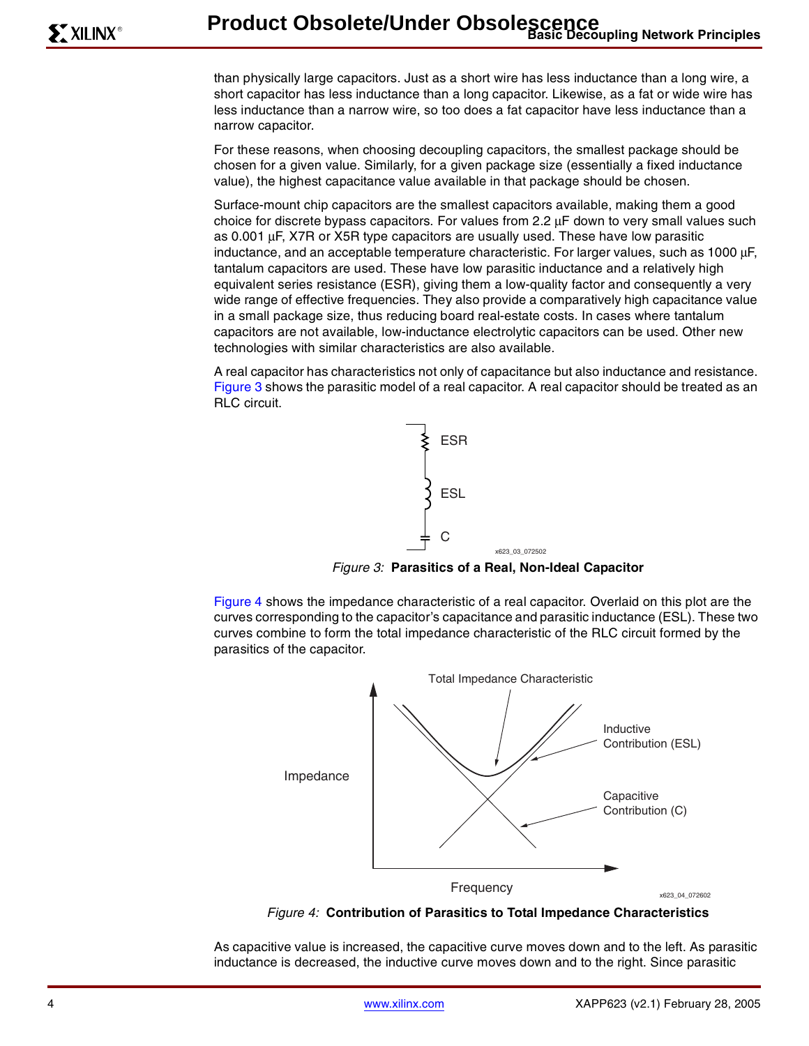than physically large capacitors. Just as a short wire has less inductance than a long wire, a short capacitor has less inductance than a long capacitor. Likewise, as a fat or wide wire has less inductance than a narrow wire, so too does a fat capacitor have less inductance than a narrow capacitor.

For these reasons, when choosing decoupling capacitors, the smallest package should be chosen for a given value. Similarly, for a given package size (essentially a fixed inductance value), the highest capacitance value available in that package should be chosen.

Surface-mount chip capacitors are the smallest capacitors available, making them a good choice for discrete bypass capacitors. For values from 2.2 μF down to very small values such as 0.001 μF, X7R or X5R type capacitors are usually used. These have low parasitic inductance, and an acceptable temperature characteristic. For larger values, such as 1000 μF, tantalum capacitors are used. These have low parasitic inductance and a relatively high equivalent series resistance (ESR), giving them a low-quality factor and consequently a very wide range of effective frequencies. They also provide a comparatively high capacitance value in a small package size, thus reducing board real-estate costs. In cases where tantalum capacitors are not available, low-inductance electrolytic capacitors can be used. Other new technologies with similar characteristics are also available.

A real capacitor has characteristics not only of capacitance but also inductance and resistance. Figure 3 shows the parasitic model of a real capacitor. A real capacitor should be treated as an RLC circuit.

*Figure 3:* **Parasitics of a Real, Non-Ideal Capacitor**

Figure 4 shows the impedance characteristic of a real capacitor. Overlaid on this plot are the curves corresponding to the capacitor's capacitance and parasitic inductance (ESL). These two curves combine to form the total impedance characteristic of the RLC circuit formed by the parasitics of the capacitor.

*Figure 4:* **Contribution of Parasitics to Total Impedance Characteristics**

As capacitive value is increased, the capacitive curve moves down and to the left. As parasitic inductance is decreased, the inductive curve moves down and to the right. Since parasitic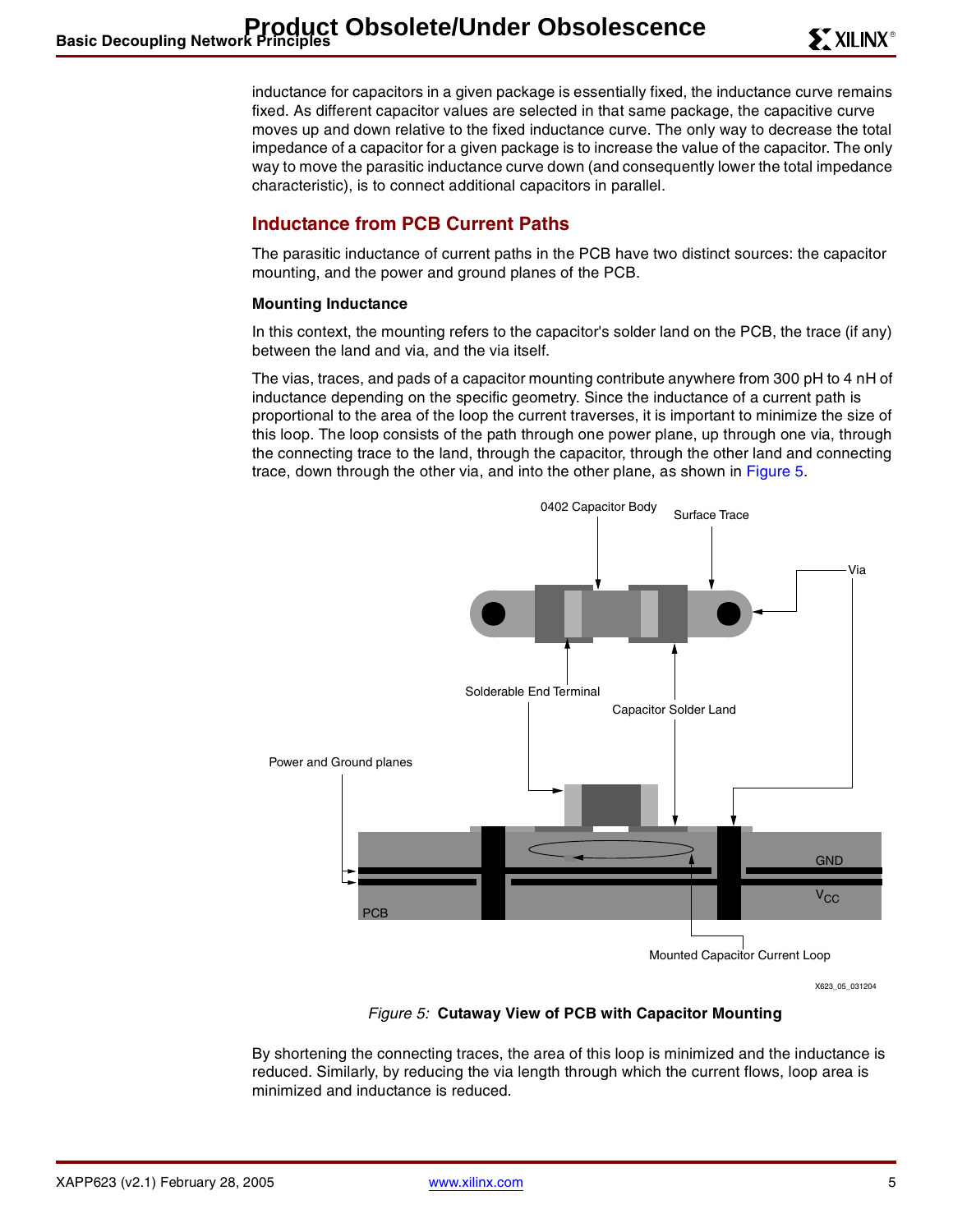inductance for capacitors in a given package is essentially fixed, the inductance curve remains fixed. As different capacitor values are selected in that same package, the capacitive curve moves up and down relative to the fixed inductance curve. The only way to decrease the total impedance of a capacitor for a given package is to increase the value of the capacitor. The only way to move the parasitic inductance curve down (and consequently lower the total impedance characteristic), is to connect additional capacitors in parallel.

## Inductance from PCB Current Paths

The parasitic inductance of current paths in the PCB have two distinct sources: the capacitor mounting, and the power and ground planes of the PCB.

### Mounting Inductance

In this context, the mounting refers to the capacitor's solder land on the PCB, the trace (if any) between the land and via, and the via itself.

The vias, traces, and pads of a capacitor mounting contribute anywhere from 300 pH to 4 nH of inductance depending on the specific geometry. Since the inductance of a current path is proportional to the area of the loop the current traverses, it is important to minimize the size of this loop. The loop consists of the path through one power plane, up through one via, through the connecting trace to the land, through the capacitor, through the other land and connecting trace, down through the other via, and into the other plane, as shown in Figure 5.

*Figure 5:* **Cutaway View of PCB with Capacitor Mounting**

By shortening the connecting traces, the area of this loop is minimized and the inductance is reduced. Similarly, by reducing the via length through which the current flows, loop area is minimized and inductance is reduced.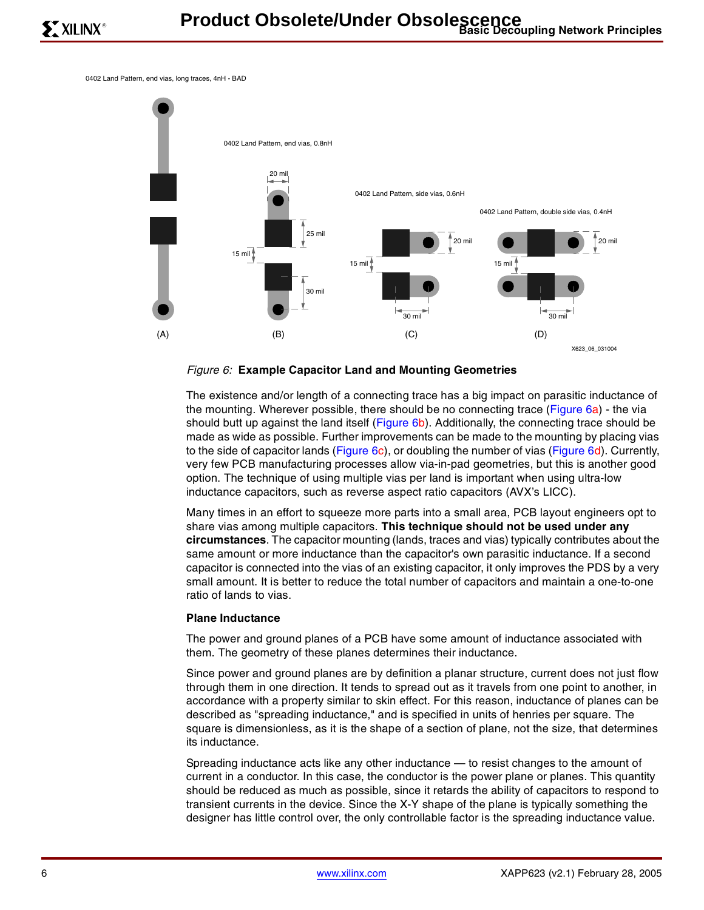0402 Land Pattern, end vias, long traces, 4nH - BAD

0402 Land Pattern, end vias, 0.8nH

0402 Land Pattern, side vias, 0.6nH

0402 Land Pattern, double side vias, 0.4nH

20 mil

25 mil

15 mil

30 mil

20 mil

15 mil

30 mil

20 mil

15 mil

30 mil

(A) (B) (C) (D)

X623_06_031004

*Figure 6:* **Example Capacitor Land and Mounting Geometries**

The existence and/or length of a connecting trace has a big impact on parasitic inductance of the mounting. Wherever possible, there should be no connecting trace (Figure 6a) - the via should butt up against the land itself (Figure 6b). Additionally, the connecting trace should be made as wide as possible. Further improvements can be made to the mounting by placing vias to the side of capacitor lands (Figure 6c), or doubling the number of vias (Figure 6d). Currently, very few PCB manufacturing processes allow via-in-pad geometries, but this is another good option. The technique of using multiple vias per land is important when using ultra-low inductance capacitors, such as reverse aspect ratio capacitors (AVX's LICC).

Many times in an effort to squeeze more parts into a small area, PCB layout engineers opt to share vias among multiple capacitors. **This technique should not be used under any circumstances**. The capacitor mounting (lands, traces and vias) typically contributes about the same amount or more inductance than the capacitor's own parasitic inductance. If a second capacitor is connected into the vias of an existing capacitor, it only improves the PDS by a very small amount. It is better to reduce the total number of capacitors and maintain a one-to-one ratio of lands to vias.

### Plane Inductance

The power and ground planes of a PCB have some amount of inductance associated with them. The geometry of these planes determines their inductance.

Since power and ground planes are by definition a planar structure, current does not just flow through them in one direction. It tends to spread out as it travels from one point to another, in accordance with a property similar to skin effect. For this reason, inductance of planes can be described as "spreading inductance," and is specified in units of henries per square. The square is dimensionless, as it is the shape of a section of plane, not the size, that determines its inductance.

Spreading inductance acts like any other inductance — to resist changes to the amount of current in a conductor. In this case, the conductor is the power plane or planes. This quantity should be reduced as much as possible, since it retards the ability of capacitors to respond to transient currents in the device. Since the X-Y shape of the plane is typically something the designer has little control over, the only controllable factor is the spreading inductance value.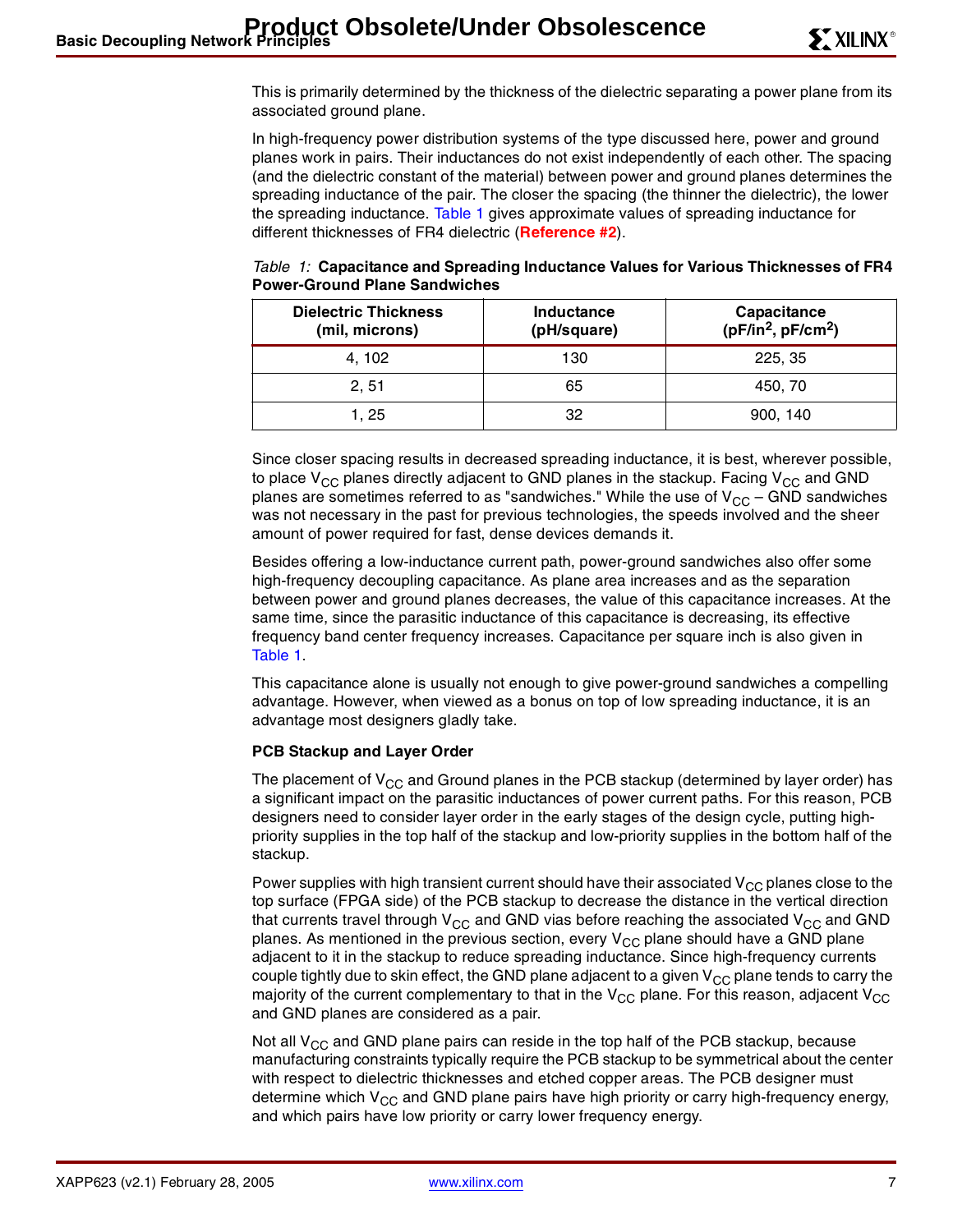This is primarily determined by the thickness of the dielectric separating a power plane from its associated ground plane.

In high-frequency power distribution systems of the type discussed here, power and ground planes work in pairs. Their inductances do not exist independently of each other. The spacing (and the dielectric constant of the material) between power and ground planes determines the spreading inductance of the pair. The closer the spacing (the thinner the dielectric), the lower the spreading inductance. Table 1 gives approximate values of spreading inductance for different thicknesses of FR4 dielectric (**Reference #2**).

*Table 1:* **Capacitance and Spreading Inductance Values for Various Thicknesses of FR4 Power-Ground Plane Sandwiches**

| Dielectric Thickness (mil, microns) | Inductance (pH/square) | Capacitance ($pF/in^2$, $pF/cm^2$) |
|---|---|---|
| 4, 102 | 130 | 225, 35 |
| 2, 51 | 65 | 450, 70 |
| 1, 25 | 32 | 900, 140 |

Since closer spacing results in decreased spreading inductance, it is best, wherever possible, to place $V_{CC}$ planes directly adjacent to GND planes in the stackup. Facing $V_{CC}$ and GND planes are sometimes referred to as "sandwiches." While the use of $V_{CC}$ – GND sandwiches was not necessary in the past for previous technologies, the speeds involved and the sheer amount of power required for fast, dense devices demands it.

Besides offering a low-inductance current path, power-ground sandwiches also offer some high-frequency decoupling capacitance. As plane area increases and as the separation between power and ground planes decreases, the value of this capacitance increases. At the same time, since the parasitic inductance of this capacitance is decreasing, its effective frequency band center frequency increases. Capacitance per square inch is also given in Table 1.

This capacitance alone is usually not enough to give power-ground sandwiches a compelling advantage. However, when viewed as a bonus on top of low spreading inductance, it is an advantage most designers gladly take.

### PCB Stackup and Layer Order

The placement of $V_{CC}$ and Ground planes in the PCB stackup (determined by layer order) has a significant impact on the parasitic inductances of power current paths. For this reason, PCB designers need to consider layer order in the early stages of the design cycle, putting high-priority supplies in the top half of the stackup and low-priority supplies in the bottom half of the stackup.

Power supplies with high transient current should have their associated $V_{CC}$ planes close to the top surface (FPGA side) of the PCB stackup to decrease the distance in the vertical direction that currents travel through $V_{CC}$ and GND vias before reaching the associated $V_{CC}$ and GND planes. As mentioned in the previous section, every $V_{CC}$ plane should have a GND plane adjacent to it in the stackup to reduce spreading inductance. Since high-frequency currents couple tightly due to skin effect, the GND plane adjacent to a given $V_{CC}$ plane tends to carry the majority of the current complementary to that in the $V_{CC}$ plane. For this reason, adjacent $V_{CC}$ and GND planes are considered as a pair.

Not all $V_{CC}$ and GND plane pairs can reside in the top half of the PCB stackup, because manufacturing constraints typically require the PCB stackup to be symmetrical about the center with respect to dielectric thicknesses and etched copper areas. The PCB designer must determine which $V_{CC}$ and GND plane pairs have high priority or carry high-frequency energy, and which pairs have low priority or carry lower frequency energy.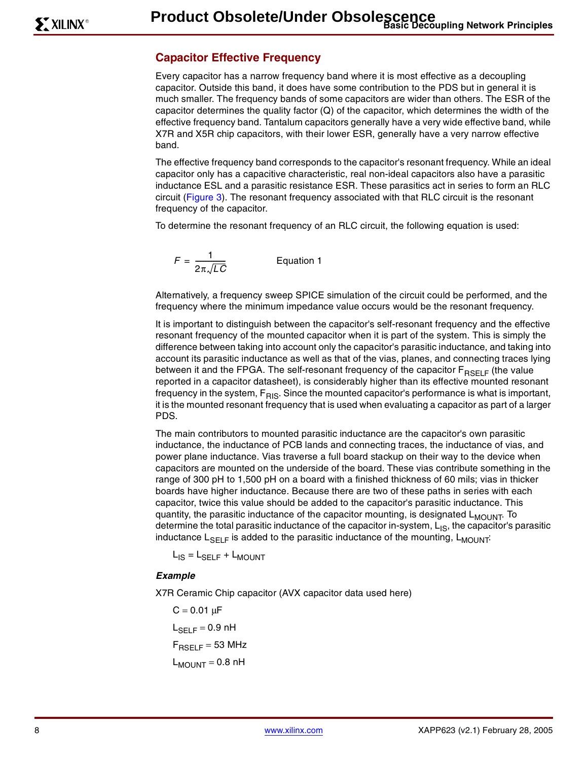## Capacitor Effective Frequency

Every capacitor has a narrow frequency band where it is most effective as a decoupling capacitor. Outside this band, it does have some contribution to the PDS but in general it is much smaller. The frequency bands of some capacitors are wider than others. The ESR of the capacitor determines the quality factor (Q) of the capacitor, which determines the width of the effective frequency band. Tantalum capacitors generally have a very wide effective band, while X7R and X5R chip capacitors, with their lower ESR, generally have a very narrow effective band.

The effective frequency band corresponds to the capacitor's resonant frequency. While an ideal capacitor only has a capacitive characteristic, real non-ideal capacitors also have a parasitic inductance ESL and a parasitic resistance ESR. These parasitics act in series to form an RLC circuit (Figure 3). The resonant frequency associated with that RLC circuit is the resonant frequency of the capacitor.

To determine the resonant frequency of an RLC circuit, the following equation is used:

$$F = \frac{1}{2\pi\sqrt{LC}} \qquad \text{Equation 1}$$

Alternatively, a frequency sweep SPICE simulation of the circuit could be performed, and the frequency where the minimum impedance value occurs would be the resonant frequency.

It is important to distinguish between the capacitor's self-resonant frequency and the effective resonant frequency of the mounted capacitor when it is part of the system. This is simply the difference between taking into account only the capacitor's parasitic inductance, and taking into account its parasitic inductance as well as that of the vias, planes, and connecting traces lying between it and the FPGA. The self-resonant frequency of the capacitor $F_{RSELF}$ (the value reported in a capacitor datasheet), is considerably higher than its effective mounted resonant frequency in the system, $F_{RIS}$. Since the mounted capacitor's performance is what is important, it is the mounted resonant frequency that is used when evaluating a capacitor as part of a larger PDS.

The main contributors to mounted parasitic inductance are the capacitor's own parasitic inductance, the inductance of PCB lands and connecting traces, the inductance of vias, and power plane inductance. Vias traverse a full board stackup on their way to the device when capacitors are mounted on the underside of the board. These vias contribute something in the range of 300 pH to 1,500 pH on a board with a finished thickness of 60 mils; vias in thicker boards have higher inductance. Because there are two of these paths in series with each capacitor, twice this value should be added to the capacitor's parasitic inductance. This quantity, the parasitic inductance of the capacitor mounting, is designated $L_{MOUNT}$. To determine the total parasitic inductance of the capacitor in-system, $L_{IS}$, the capacitor's parasitic inductance $L_{SELF}$ is added to the parasitic inductance of the mounting, $L_{MOUNT}$:

$$L_{IS} = L_{SELF} + L_{MOUNT}$$

***Example***

X7R Ceramic Chip capacitor (AVX capacitor data used here)

$C = 0.01\ \mu F$

$L_{SELF} = 0.9\ nH$

$F_{RSELF} = 53\ MHz$

$L_{MOUNT} = 0.8\ nH$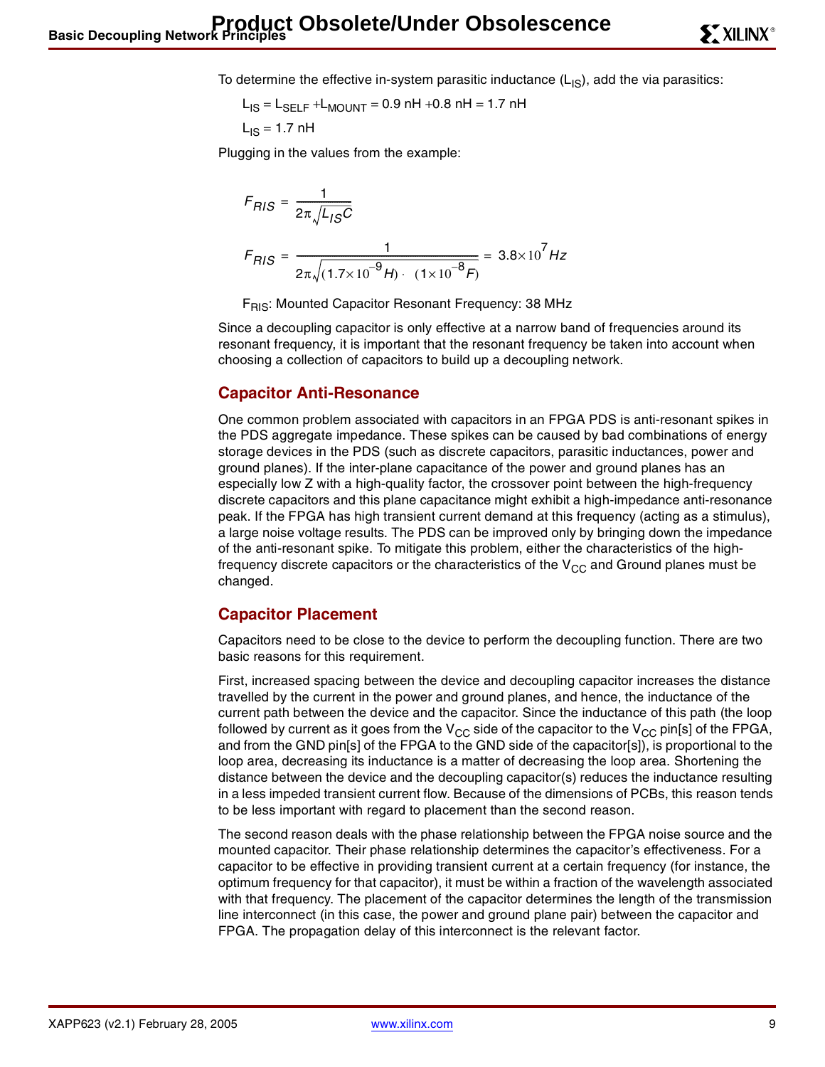To determine the effective in-system parasitic inductance ($L_{IS}$), add the via parasitics:

$L_{IS} = L_{SELF} + L_{MOUNT} = 0.9\ nH + 0.8\ nH = 1.7\ nH$

$L_{IS} = 1.7\ nH$

Plugging in the values from the example:

$$F_{RIS} = \frac{1}{2\pi\sqrt{L_{IS}C}}$$

$$F_{RIS} = \frac{1}{2\pi\sqrt{(1.7\times10^{-9}H)\cdot(1\times10^{-8}F)}} = 3.8\times10^{7}Hz$$

$F_{RIS}$: Mounted Capacitor Resonant Frequency: 38 MHz

Since a decoupling capacitor is only effective at a narrow band of frequencies around its resonant frequency, it is important that the resonant frequency be taken into account when choosing a collection of capacitors to build up a decoupling network.

## Capacitor Anti-Resonance

One common problem associated with capacitors in an FPGA PDS is anti-resonant spikes in the PDS aggregate impedance. These spikes can be caused by bad combinations of energy storage devices in the PDS (such as discrete capacitors, parasitic inductances, power and ground planes). If the inter-plane capacitance of the power and ground planes has an especially low Z with a high-quality factor, the crossover point between the high-frequency discrete capacitors and this plane capacitance might exhibit a high-impedance anti-resonance peak. If the FPGA has high transient current demand at this frequency (acting as a stimulus), a large noise voltage results. The PDS can be improved only by bringing down the impedance of the anti-resonant spike. To mitigate this problem, either the characteristics of the high-frequency discrete capacitors or the characteristics of the $V_{CC}$ and Ground planes must be changed.

## Capacitor Placement

Capacitors need to be close to the device to perform the decoupling function. There are two basic reasons for this requirement.

First, increased spacing between the device and decoupling capacitor increases the distance travelled by the current in the power and ground planes, and hence, the inductance of the current path between the device and the capacitor. Since the inductance of this path (the loop followed by current as it goes from the $V_{CC}$ side of the capacitor to the $V_{CC}$ pin[s] of the FPGA, and from the GND pin[s] of the FPGA to the GND side of the capacitor[s]), is proportional to the loop area, decreasing its inductance is a matter of decreasing the loop area. Shortening the distance between the device and the decoupling capacitor(s) reduces the inductance resulting in a less impeded transient current flow. Because of the dimensions of PCBs, this reason tends to be less important with regard to placement than the second reason.

The second reason deals with the phase relationship between the FPGA noise source and the mounted capacitor. Their phase relationship determines the capacitor's effectiveness. For a capacitor to be effective in providing transient current at a certain frequency (for instance, the optimum frequency for that capacitor), it must be within a fraction of the wavelength associated with that frequency. The placement of the capacitor determines the length of the transmission line interconnect (in this case, the power and ground plane pair) between the capacitor and FPGA. The propagation delay of this interconnect is the relevant factor.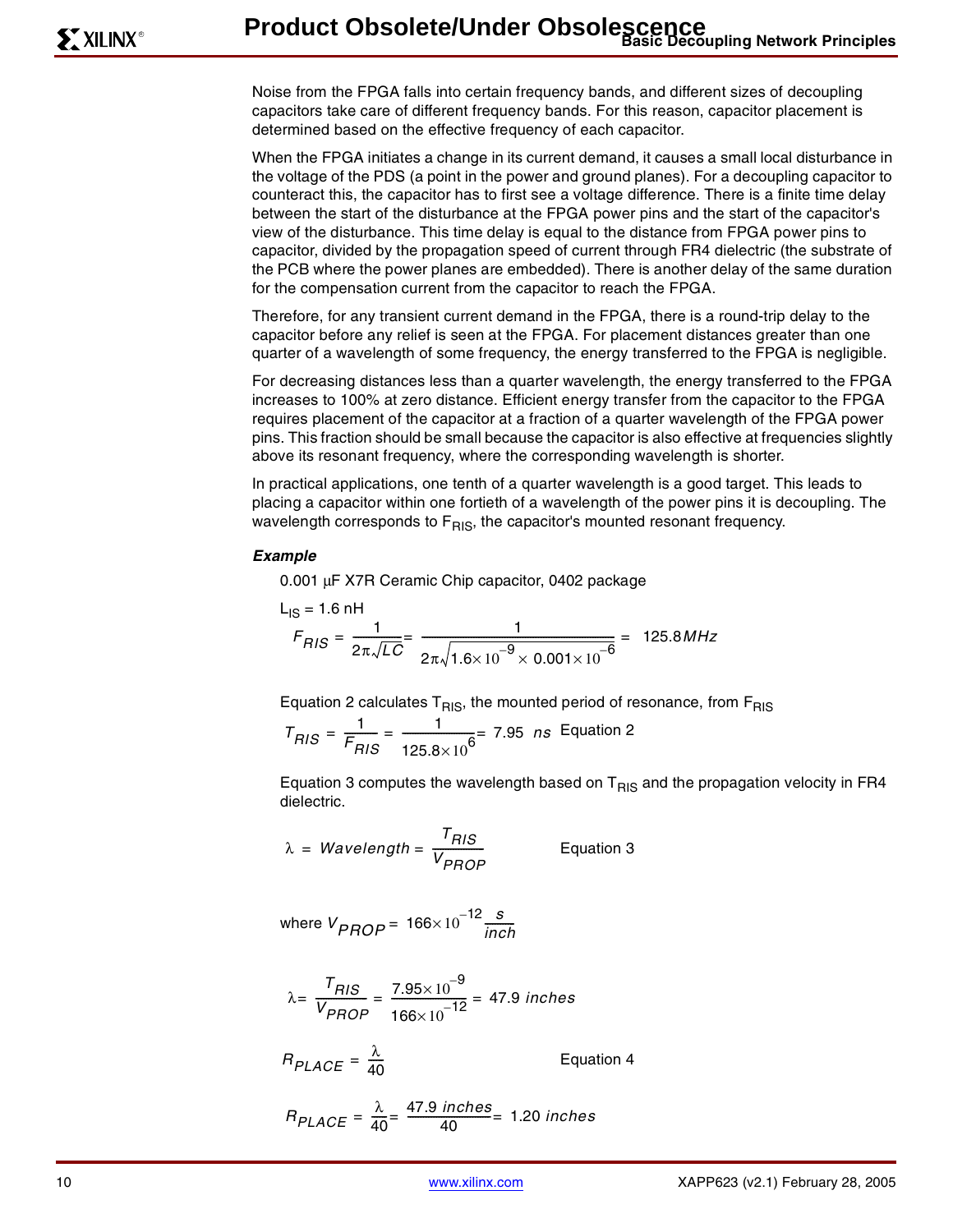Noise from the FPGA falls into certain frequency bands, and different sizes of decoupling capacitors take care of different frequency bands. For this reason, capacitor placement is determined based on the effective frequency of each capacitor.

When the FPGA initiates a change in its current demand, it causes a small local disturbance in the voltage of the PDS (a point in the power and ground planes). For a decoupling capacitor to counteract this, the capacitor has to first see a voltage difference. There is a finite time delay between the start of the disturbance at the FPGA power pins and the start of the capacitor's view of the disturbance. This time delay is equal to the distance from FPGA power pins to capacitor, divided by the propagation speed of current through FR4 dielectric (the substrate of the PCB where the power planes are embedded). There is another delay of the same duration for the compensation current from the capacitor to reach the FPGA.

Therefore, for any transient current demand in the FPGA, there is a round-trip delay to the capacitor before any relief is seen at the FPGA. For placement distances greater than one quarter of a wavelength of some frequency, the energy transferred to the FPGA is negligible.

For decreasing distances less than a quarter wavelength, the energy transferred to the FPGA increases to 100% at zero distance. Efficient energy transfer from the capacitor to the FPGA requires placement of the capacitor at a fraction of a quarter wavelength of the FPGA power pins. This fraction should be small because the capacitor is also effective at frequencies slightly above its resonant frequency, where the corresponding wavelength is shorter.

In practical applications, one tenth of a quarter wavelength is a good target. This leads to placing a capacitor within one fortieth of a wavelength of the power pins it is decoupling. The wavelength corresponds to $F_{RIS}$, the capacitor's mounted resonant frequency.

***Example***

0.001 µF X7R Ceramic Chip capacitor, 0402 package

$L_{IS}$ = 1.6 nH

$$F_{RIS} = \frac{1}{2\pi\sqrt{LC}} = \frac{1}{2\pi\sqrt{1.6\times10^{-9}\times 0.001\times10^{-6}}} = 125.8\,MHz$$

Equation 2 calculates $T_{RIS}$, the mounted period of resonance, from $F_{RIS}$

$$T_{RIS} = \frac{1}{F_{RIS}} = \frac{1}{125.8\times10^{6}} = 7.95\ \ ns \qquad \text{Equation 2}$$

Equation 3 computes the wavelength based on $T_{RIS}$ and the propagation velocity in FR4 dielectric.

$$\lambda = Wavelength = \frac{T_{RIS}}{V_{PROP}} \qquad \text{Equation 3}$$

where $V_{PROP} = 166\times10^{-12}\frac{s}{inch}$

$$\lambda = \frac{T_{RIS}}{V_{PROP}} = \frac{7.95\times10^{-9}}{166\times10^{-12}} = 47.9\ inches$$

$$R_{PLACE} = \frac{\lambda}{40} \qquad \text{Equation 4}$$

$$R_{PLACE} = \frac{\lambda}{40} = \frac{47.9\ inches}{40} = 1.20\ inches$$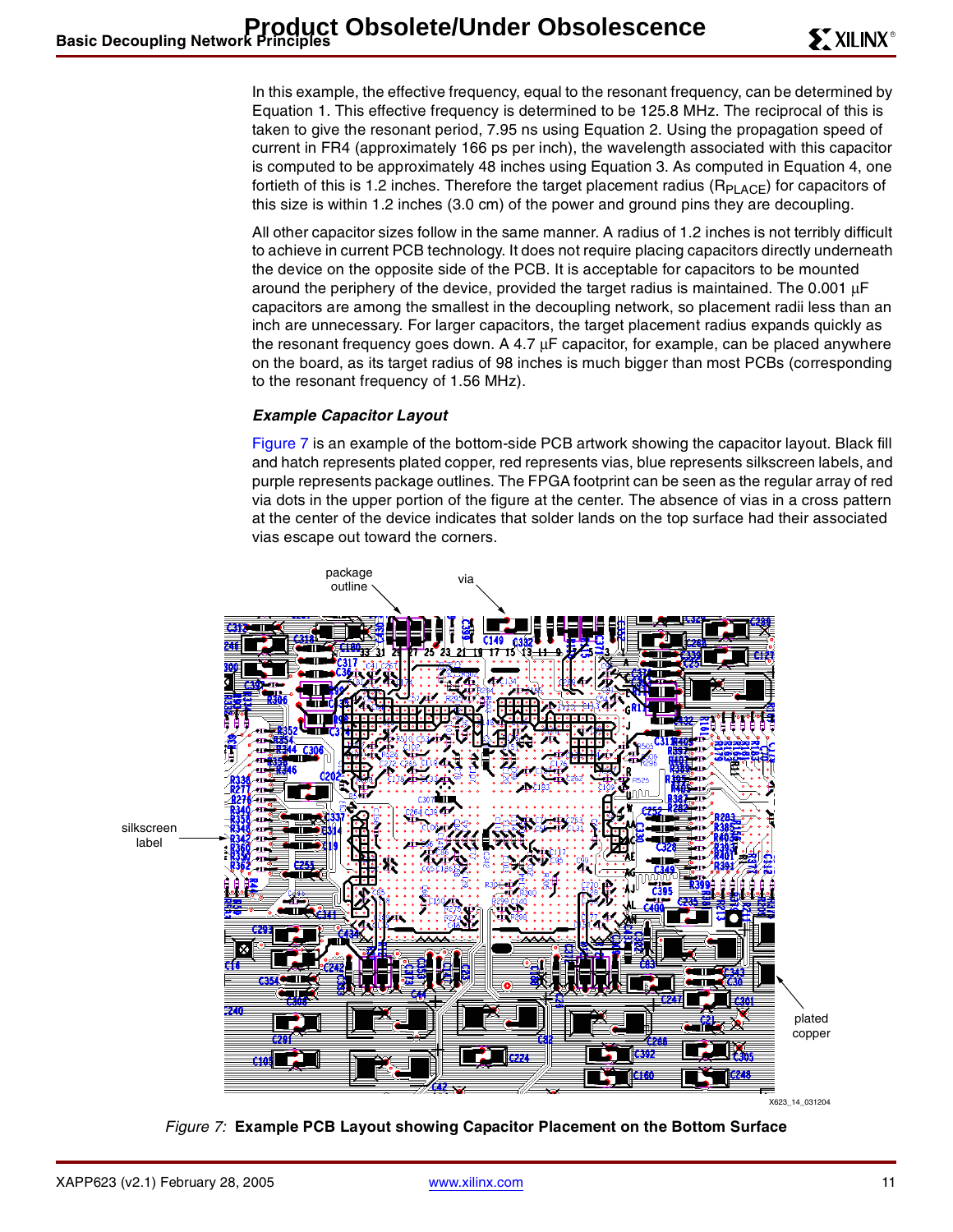In this example, the effective frequency, equal to the resonant frequency, can be determined by Equation 1. This effective frequency is determined to be 125.8 MHz. The reciprocal of this is taken to give the resonant period, 7.95 ns using Equation 2. Using the propagation speed of current in FR4 (approximately 166 ps per inch), the wavelength associated with this capacitor is computed to be approximately 48 inches using Equation 3. As computed in Equation 4, one fortieth of this is 1.2 inches. Therefore the target placement radius ($R_{PLACE}$) for capacitors of this size is within 1.2 inches (3.0 cm) of the power and ground pins they are decoupling.

All other capacitor sizes follow in the same manner. A radius of 1.2 inches is not terribly difficult to achieve in current PCB technology. It does not require placing capacitors directly underneath the device on the opposite side of the PCB. It is acceptable for capacitors to be mounted around the periphery of the device, provided the target radius is maintained. The 0.001 μF capacitors are among the smallest in the decoupling network, so placement radii less than an inch are unnecessary. For larger capacitors, the target placement radius expands quickly as the resonant frequency goes down. A 4.7 μF capacitor, for example, can be placed anywhere on the board, as its target radius of 98 inches is much bigger than most PCBs (corresponding to the resonant frequency of 1.56 MHz).

### *Example Capacitor Layout*

Figure 7 is an example of the bottom-side PCB artwork showing the capacitor layout. Black fill and hatch represents plated copper, red represents vias, blue represents silkscreen labels, and purple represents package outlines. The FPGA footprint can be seen as the regular array of red via dots in the upper portion of the figure at the center. The absence of vias in a cross pattern at the center of the device indicates that solder lands on the top surface had their associated vias escape out toward the corners.

*Figure 7:* **Example PCB Layout showing Capacitor Placement on the Bottom Surface**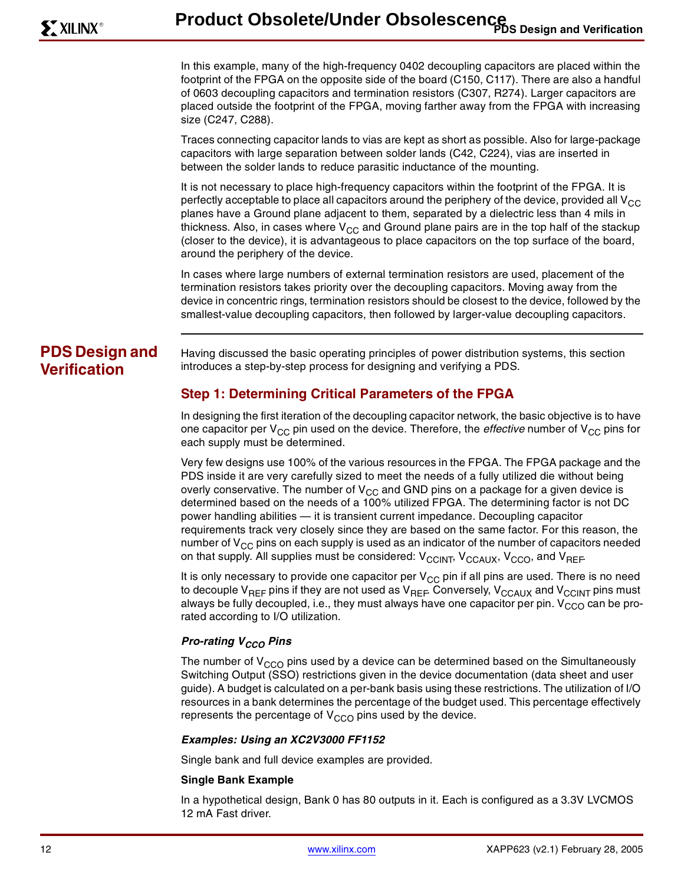In this example, many of the high-frequency 0402 decoupling capacitors are placed within the footprint of the FPGA on the opposite side of the board (C150, C117). There are also a handful of 0603 decoupling capacitors and termination resistors (C307, R274). Larger capacitors are placed outside the footprint of the FPGA, moving farther away from the FPGA with increasing size (C247, C288).

Traces connecting capacitor lands to vias are kept as short as possible. Also for large-package capacitors with large separation between solder lands (C42, C224), vias are inserted in between the solder lands to reduce parasitic inductance of the mounting.

It is not necessary to place high-frequency capacitors within the footprint of the FPGA. It is perfectly acceptable to place all capacitors around the periphery of the device, provided all $V_{CC}$ planes have a Ground plane adjacent to them, separated by a dielectric less than 4 mils in thickness. Also, in cases where $V_{CC}$ and Ground plane pairs are in the top half of the stackup (closer to the device), it is advantageous to place capacitors on the top surface of the board, around the periphery of the device.

In cases where large numbers of external termination resistors are used, placement of the termination resistors takes priority over the decoupling capacitors. Moving away from the device in concentric rings, termination resistors should be closest to the device, followed by the smallest-value decoupling capacitors, then followed by larger-value decoupling capacitors.

## PDS Design and Verification

Having discussed the basic operating principles of power distribution systems, this section introduces a step-by-step process for designing and verifying a PDS.

### Step 1: Determining Critical Parameters of the FPGA

In designing the first iteration of the decoupling capacitor network, the basic objective is to have one capacitor per $V_{CC}$ pin used on the device. Therefore, the *effective* number of $V_{CC}$ pins for each supply must be determined.

Very few designs use 100% of the various resources in the FPGA. The FPGA package and the PDS inside it are very carefully sized to meet the needs of a fully utilized die without being overly conservative. The number of $V_{CC}$ and GND pins on a package for a given device is determined based on the needs of a 100% utilized FPGA. The determining factor is not DC power handling abilities — it is transient current impedance. Decoupling capacitor requirements track very closely since they are based on the same factor. For this reason, the number of $V_{CC}$ pins on each supply is used as an indicator of the number of capacitors needed on that supply. All supplies must be considered: $V_{CCINT}$, $V_{CCAUX}$, $V_{CCO}$, and $V_{REF}$.

It is only necessary to provide one capacitor per $V_{CC}$ pin if all pins are used. There is no need to decouple $V_{REF}$ pins if they are not used as $V_{REF}$. Conversely, $V_{CCAUX}$ and $V_{CCINT}$ pins must always be fully decoupled, i.e., they must always have one capacitor per pin. $V_{CCO}$ can be pro-rated according to I/O utilization.

#### *Pro-rating $V_{CCO}$ Pins*

The number of $V_{CCO}$ pins used by a device can be determined based on the Simultaneously Switching Output (SSO) restrictions given in the device documentation (data sheet and user guide). A budget is calculated on a per-bank basis using these restrictions. The utilization of I/O resources in a bank determines the percentage of the budget used. This percentage effectively represents the percentage of $V_{CCO}$ pins used by the device.

#### *Examples: Using an XC2V3000 FF1152*

Single bank and full device examples are provided.

**Single Bank Example**

In a hypothetical design, Bank 0 has 80 outputs in it. Each is configured as a 3.3V LVCMOS 12 mA Fast driver.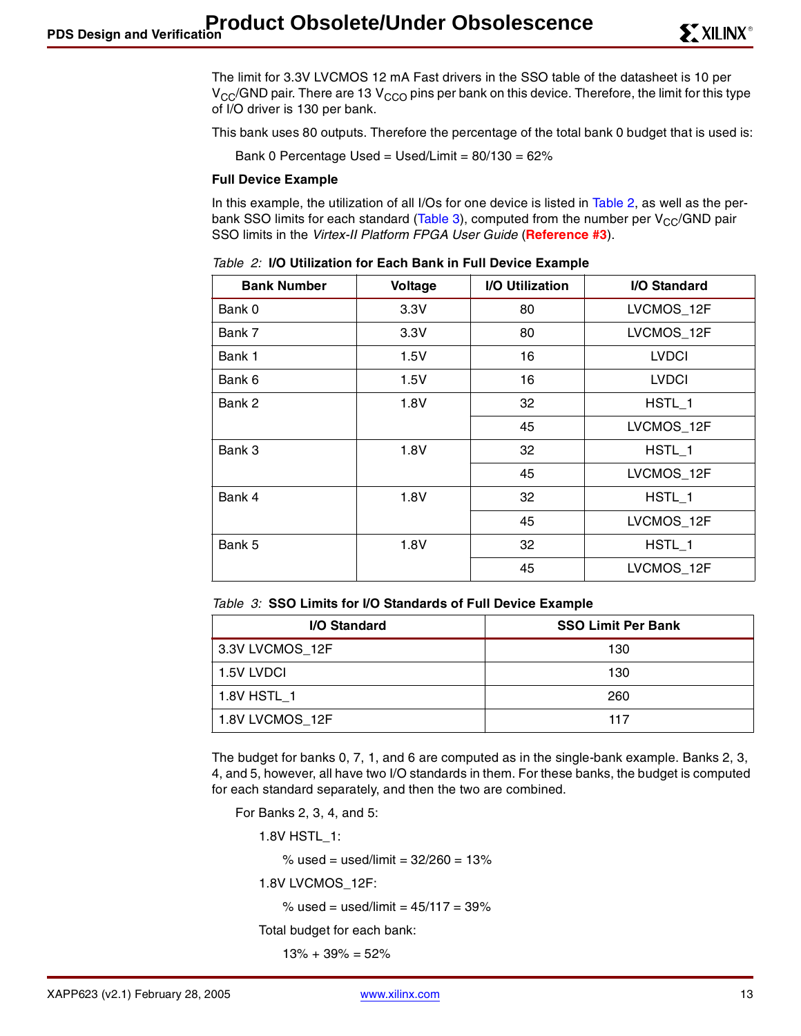The limit for 3.3V LVCMOS 12 mA Fast drivers in the SSO table of the datasheet is 10 per $V_{CC}$/GND pair. There are 13 $V_{CCO}$ pins per bank on this device. Therefore, the limit for this type of I/O driver is 130 per bank.

This bank uses 80 outputs. Therefore the percentage of the total bank 0 budget that is used is:

Bank 0 Percentage Used = Used/Limit = 80/130 = 62%

### Full Device Example

In this example, the utilization of all I/Os for one device is listed in Table 2, as well as the per-bank SSO limits for each standard (Table 3), computed from the number per $V_{CC}$/GND pair SSO limits in the *Virtex-II Platform FPGA User Guide* (**Reference #3**).

*Table 2:* **I/O Utilization for Each Bank in Full Device Example**

| Bank Number | Voltage | I/O Utilization | I/O Standard |
|---|---|---|---|
| Bank 0 | 3.3V | 80 | LVCMOS_12F |
| Bank 7 | 3.3V | 80 | LVCMOS_12F |
| Bank 1 | 1.5V | 16 | LVDCI |
| Bank 6 | 1.5V | 16 | LVDCI |
| Bank 2 | 1.8V | 32 | HSTL_1 |
| | | 45 | LVCMOS_12F |
| Bank 3 | 1.8V | 32 | HSTL_1 |
| | | 45 | LVCMOS_12F |
| Bank 4 | 1.8V | 32 | HSTL_1 |
| | | 45 | LVCMOS_12F |
| Bank 5 | 1.8V | 32 | HSTL_1 |
| | | 45 | LVCMOS_12F |

*Table 3:* **SSO Limits for I/O Standards of Full Device Example**

| I/O Standard | SSO Limit Per Bank |
|---|---|
| 3.3V LVCMOS_12F | 130 |
| 1.5V LVDCI | 130 |
| 1.8V HSTL_1 | 260 |
| 1.8V LVCMOS_12F | 117 |

The budget for banks 0, 7, 1, and 6 are computed as in the single-bank example. Banks 2, 3, 4, and 5, however, all have two I/O standards in them. For these banks, the budget is computed for each standard separately, and then the two are combined.

For Banks 2, 3, 4, and 5:

1.8V HSTL_1:

% used = used/limit = 32/260 = 13%

1.8V LVCMOS_12F:

% used = used/limit = 45/117 = 39%

Total budget for each bank:

13% + 39% = 52%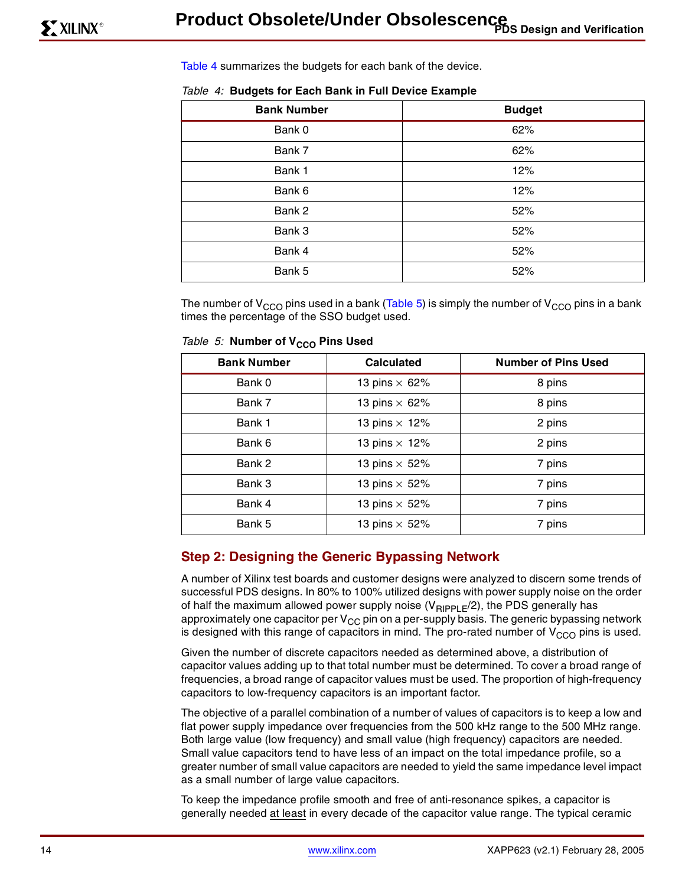Table 4 summarizes the budgets for each bank of the device.

*Table 4:* **Budgets for Each Bank in Full Device Example**

| Bank Number | Budget |
|---|---|
| Bank 0 | 62% |
| Bank 7 | 62% |
| Bank 1 | 12% |
| Bank 6 | 12% |
| Bank 2 | 52% |
| Bank 3 | 52% |
| Bank 4 | 52% |
| Bank 5 | 52% |

The number of $V_{CCO}$ pins used in a bank (Table 5) is simply the number of $V_{CCO}$ pins in a bank times the percentage of the SSO budget used.

*Table 5:* **Number of $V_{CCO}$ Pins Used**

| Bank Number | Calculated | Number of Pins Used |
|---|---|---|
| Bank 0 | 13 pins × 62% | 8 pins |
| Bank 7 | 13 pins × 62% | 8 pins |
| Bank 1 | 13 pins × 12% | 2 pins |
| Bank 6 | 13 pins × 12% | 2 pins |
| Bank 2 | 13 pins × 52% | 7 pins |
| Bank 3 | 13 pins × 52% | 7 pins |
| Bank 4 | 13 pins × 52% | 7 pins |
| Bank 5 | 13 pins × 52% | 7 pins |

## Step 2: Designing the Generic Bypassing Network

A number of Xilinx test boards and customer designs were analyzed to discern some trends of successful PDS designs. In 80% to 100% utilized designs with power supply noise on the order of half the maximum allowed power supply noise ($V_{RIPPLE}/2$), the PDS generally has approximately one capacitor per $V_{CC}$ pin on a per-supply basis. The generic bypassing network is designed with this range of capacitors in mind. The pro-rated number of $V_{CCO}$ pins is used.

Given the number of discrete capacitors needed as determined above, a distribution of capacitor values adding up to that total number must be determined. To cover a broad range of frequencies, a broad range of capacitor values must be used. The proportion of high-frequency capacitors to low-frequency capacitors is an important factor.

The objective of a parallel combination of a number of values of capacitors is to keep a low and flat power supply impedance over frequencies from the 500 kHz range to the 500 MHz range. Both large value (low frequency) and small value (high frequency) capacitors are needed. Small value capacitors tend to have less of an impact on the total impedance profile, so a greater number of small value capacitors are needed to yield the same impedance level impact as a small number of large value capacitors.

To keep the impedance profile smooth and free of anti-resonance spikes, a capacitor is generally needed at least in every decade of the capacitor value range. The typical ceramic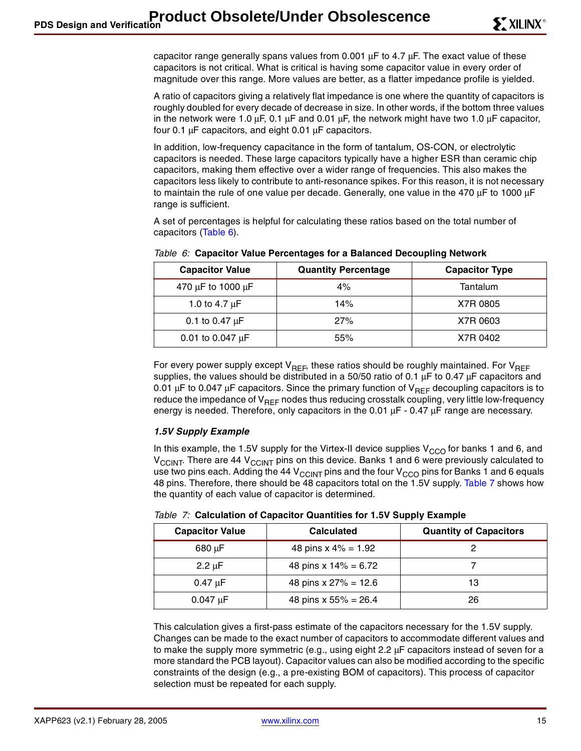capacitor range generally spans values from 0.001 µF to 4.7 µF. The exact value of these capacitors is not critical. What is critical is having some capacitor value in every order of magnitude over this range. More values are better, as a flatter impedance profile is yielded.

A ratio of capacitors giving a relatively flat impedance is one where the quantity of capacitors is roughly doubled for every decade of decrease in size. In other words, if the bottom three values in the network were 1.0 µF, 0.1 µF and 0.01 µF, the network might have two 1.0 µF capacitor, four 0.1 µF capacitors, and eight 0.01 µF capacitors.

In addition, low-frequency capacitance in the form of tantalum, OS-CON, or electrolytic capacitors is needed. These large capacitors typically have a higher ESR than ceramic chip capacitors, making them effective over a wider range of frequencies. This also makes the capacitors less likely to contribute to anti-resonance spikes. For this reason, it is not necessary to maintain the rule of one value per decade. Generally, one value in the 470 µF to 1000 µF range is sufficient.

A set of percentages is helpful for calculating these ratios based on the total number of capacitors (Table 6).

*Table 6:* **Capacitor Value Percentages for a Balanced Decoupling Network**

| Capacitor Value | Quantity Percentage | Capacitor Type |
|---|---|---|
| 470 µF to 1000 µF | 4% | Tantalum |
| 1.0 to 4.7 µF | 14% | X7R 0805 |
| 0.1 to 0.47 µF | 27% | X7R 0603 |
| 0.01 to 0.047 µF | 55% | X7R 0402 |

For every power supply except $V_{REF}$, these ratios should be roughly maintained. For $V_{REF}$ supplies, the values should be distributed in a 50/50 ratio of 0.1 µF to 0.47 µF capacitors and 0.01 µF to 0.047 µF capacitors. Since the primary function of $V_{REF}$ decoupling capacitors is to reduce the impedance of $V_{REF}$ nodes thus reducing crosstalk coupling, very little low-frequency energy is needed. Therefore, only capacitors in the 0.01 µF - 0.47 µF range are necessary.

#### *1.5V Supply Example*

In this example, the 1.5V supply for the Virtex-II device supplies $V_{CCO}$ for banks 1 and 6, and $V_{CCINT}$. There are 44 $V_{CCINT}$ pins on this device. Banks 1 and 6 were previously calculated to use two pins each. Adding the 44 $V_{CCINT}$ pins and the four $V_{CCO}$ pins for Banks 1 and 6 equals 48 pins. Therefore, there should be 48 capacitors total on the 1.5V supply. Table 7 shows how the quantity of each value of capacitor is determined.

*Table 7:* **Calculation of Capacitor Quantities for 1.5V Supply Example**

| Capacitor Value | Calculated | Quantity of Capacitors |
|---|---|---|
| 680 µF | 48 pins x 4% = 1.92 | 2 |
| 2.2 µF | 48 pins x 14% = 6.72 | 7 |
| 0.47 µF | 48 pins x 27% = 12.6 | 13 |
| 0.047 µF | 48 pins x 55% = 26.4 | 26 |

This calculation gives a first-pass estimate of the capacitors necessary for the 1.5V supply. Changes can be made to the exact number of capacitors to accommodate different values and to make the supply more symmetric (e.g., using eight 2.2 µF capacitors instead of seven for a more standard the PCB layout). Capacitor values can also be modified according to the specific constraints of the design (e.g., a pre-existing BOM of capacitors). This process of capacitor selection must be repeated for each supply.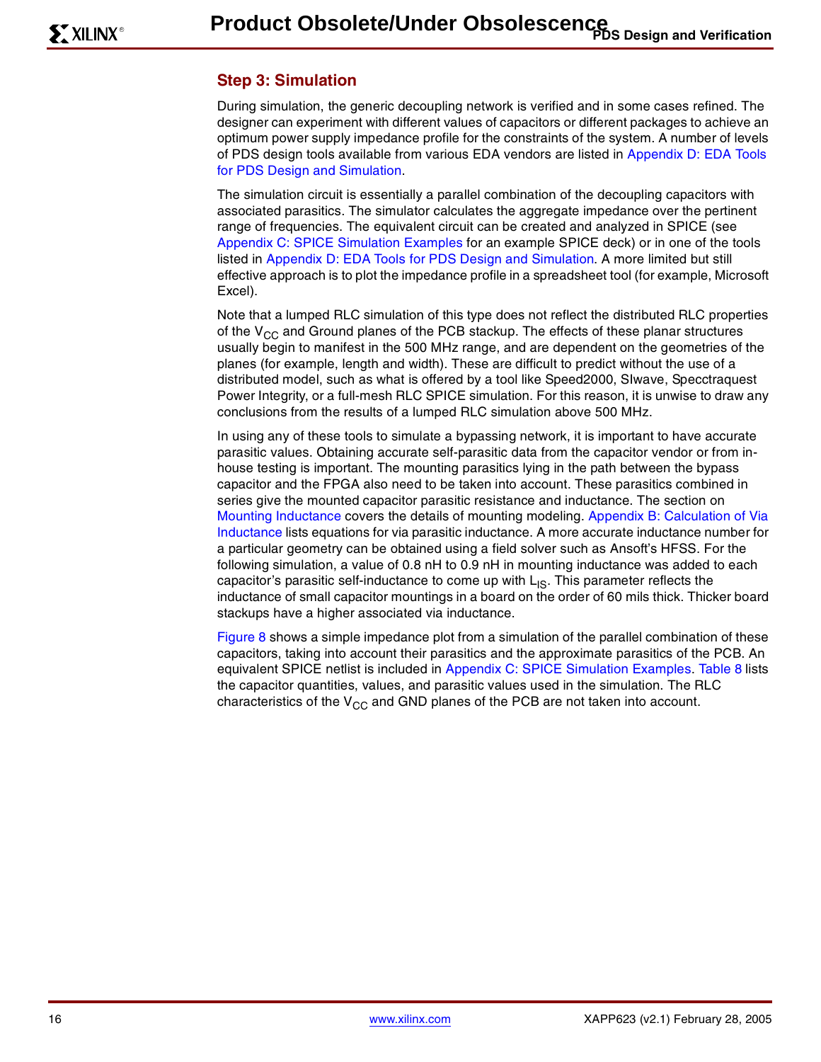### Step 3: Simulation

During simulation, the generic decoupling network is verified and in some cases refined. The designer can experiment with different values of capacitors or different packages to achieve an optimum power supply impedance profile for the constraints of the system. A number of levels of PDS design tools available from various EDA vendors are listed in Appendix D: EDA Tools for PDS Design and Simulation.

The simulation circuit is essentially a parallel combination of the decoupling capacitors with associated parasitics. The simulator calculates the aggregate impedance over the pertinent range of frequencies. The equivalent circuit can be created and analyzed in SPICE (see Appendix C: SPICE Simulation Examples for an example SPICE deck) or in one of the tools listed in Appendix D: EDA Tools for PDS Design and Simulation. A more limited but still effective approach is to plot the impedance profile in a spreadsheet tool (for example, Microsoft Excel).

Note that a lumped RLC simulation of this type does not reflect the distributed RLC properties of the $V_{CC}$ and Ground planes of the PCB stackup. The effects of these planar structures usually begin to manifest in the 500 MHz range, and are dependent on the geometries of the planes (for example, length and width). These are difficult to predict without the use of a distributed model, such as what is offered by a tool like Speed2000, SIwave, Specctraquest Power Integrity, or a full-mesh RLC SPICE simulation. For this reason, it is unwise to draw any conclusions from the results of a lumped RLC simulation above 500 MHz.

In using any of these tools to simulate a bypassing network, it is important to have accurate parasitic values. Obtaining accurate self-parasitic data from the capacitor vendor or from in-house testing is important. The mounting parasitics lying in the path between the bypass capacitor and the FPGA also need to be taken into account. These parasitics combined in series give the mounted capacitor parasitic resistance and inductance. The section on Mounting Inductance covers the details of mounting modeling. Appendix B: Calculation of Via Inductance lists equations for via parasitic inductance. A more accurate inductance number for a particular geometry can be obtained using a field solver such as Ansoft's HFSS. For the following simulation, a value of 0.8 nH to 0.9 nH in mounting inductance was added to each capacitor's parasitic self-inductance to come up with $L_{IS}$. This parameter reflects the inductance of small capacitor mountings in a board on the order of 60 mils thick. Thicker board stackups have a higher associated via inductance.

Figure 8 shows a simple impedance plot from a simulation of the parallel combination of these capacitors, taking into account their parasitics and the approximate parasitics of the PCB. An equivalent SPICE netlist is included in Appendix C: SPICE Simulation Examples. Table 8 lists the capacitor quantities, values, and parasitic values used in the simulation. The RLC characteristics of the $V_{CC}$ and GND planes of the PCB are not taken into account.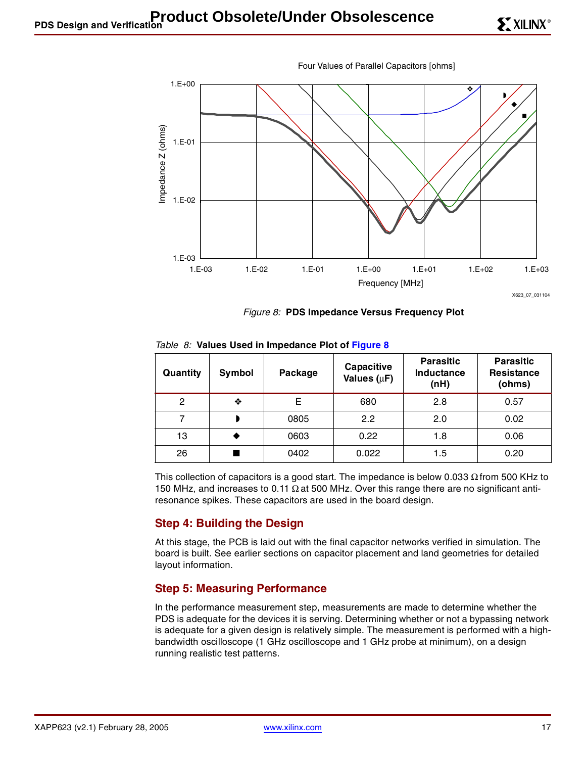Figure 8: **PDS Impedance Versus Frequency Plot**

Table 8: **Values Used in Impedance Plot of Figure 8**

| Quantity | Symbol | Package | Capacitive Values (µF) | Parasitic Inductance (nH) | Parasitic Resistance (ohms) |
|---|---|---|---|---|---|
| 2 | ❖ | E | 680 | 2.8 | 0.57 |
| 7 | ◗ | 0805 | 2.2 | 2.0 | 0.02 |
| 13 | ◆ | 0603 | 0.22 | 1.8 | 0.06 |
| 26 | ■ | 0402 | 0.022 | 1.5 | 0.20 |

This collection of capacitors is a good start. The impedance is below 0.033 Ω from 500 KHz to 150 MHz, and increases to 0.11 Ω at 500 MHz. Over this range there are no significant anti-resonance spikes. These capacitors are used in the board design.

## Step 4: Building the Design

At this stage, the PCB is laid out with the final capacitor networks verified in simulation. The board is built. See earlier sections on capacitor placement and land geometries for detailed layout information.

## Step 5: Measuring Performance

In the performance measurement step, measurements are made to determine whether the PDS is adequate for the devices it is serving. Determining whether or not a bypassing network is adequate for a given design is relatively simple. The measurement is performed with a high-bandwidth oscilloscope (1 GHz oscilloscope and 1 GHz probe at minimum), on a design running realistic test patterns.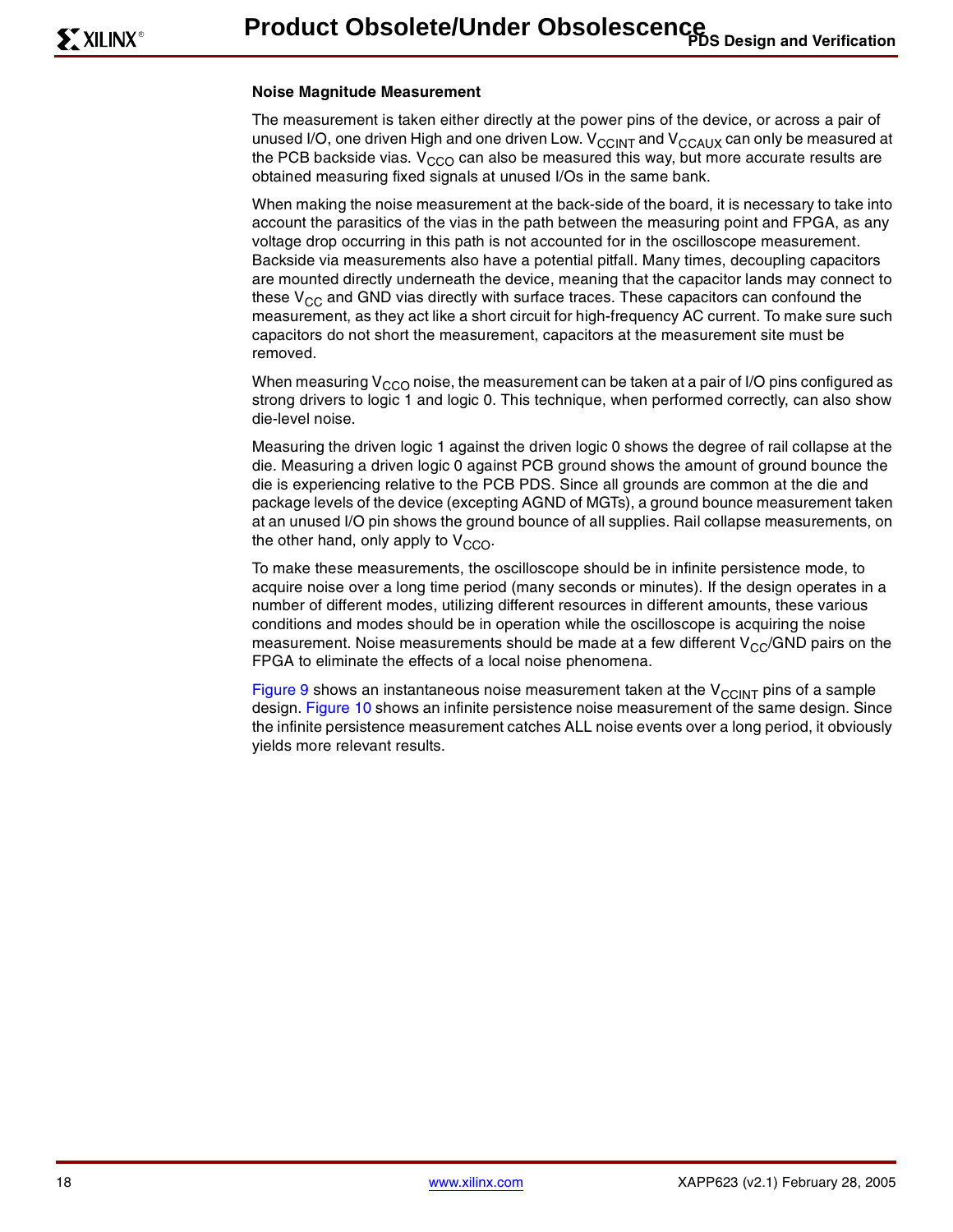### Noise Magnitude Measurement

The measurement is taken either directly at the power pins of the device, or across a pair of unused I/O, one driven High and one driven Low. $V_{CCINT}$ and $V_{CCAUX}$ can only be measured at the PCB backside vias. $V_{CCO}$ can also be measured this way, but more accurate results are obtained measuring fixed signals at unused I/Os in the same bank.

When making the noise measurement at the back-side of the board, it is necessary to take into account the parasitics of the vias in the path between the measuring point and FPGA, as any voltage drop occurring in this path is not accounted for in the oscilloscope measurement. Backside via measurements also have a potential pitfall. Many times, decoupling capacitors are mounted directly underneath the device, meaning that the capacitor lands may connect to these $V_{CC}$ and GND vias directly with surface traces. These capacitors can confound the measurement, as they act like a short circuit for high-frequency AC current. To make sure such capacitors do not short the measurement, capacitors at the measurement site must be removed.

When measuring $V_{CCO}$ noise, the measurement can be taken at a pair of I/O pins configured as strong drivers to logic 1 and logic 0. This technique, when performed correctly, can also show die-level noise.

Measuring the driven logic 1 against the driven logic 0 shows the degree of rail collapse at the die. Measuring a driven logic 0 against PCB ground shows the amount of ground bounce the die is experiencing relative to the PCB PDS. Since all grounds are common at the die and package levels of the device (excepting AGND of MGTs), a ground bounce measurement taken at an unused I/O pin shows the ground bounce of all supplies. Rail collapse measurements, on the other hand, only apply to $V_{CCO}$.

To make these measurements, the oscilloscope should be in infinite persistence mode, to acquire noise over a long time period (many seconds or minutes). If the design operates in a number of different modes, utilizing different resources in different amounts, these various conditions and modes should be in operation while the oscilloscope is acquiring the noise measurement. Noise measurements should be made at a few different $V_{CC}$/GND pairs on the FPGA to eliminate the effects of a local noise phenomena.

Figure 9 shows an instantaneous noise measurement taken at the $V_{CCINT}$ pins of a sample design. Figure 10 shows an infinite persistence noise measurement of the same design. Since the infinite persistence measurement catches ALL noise events over a long period, it obviously yields more relevant results.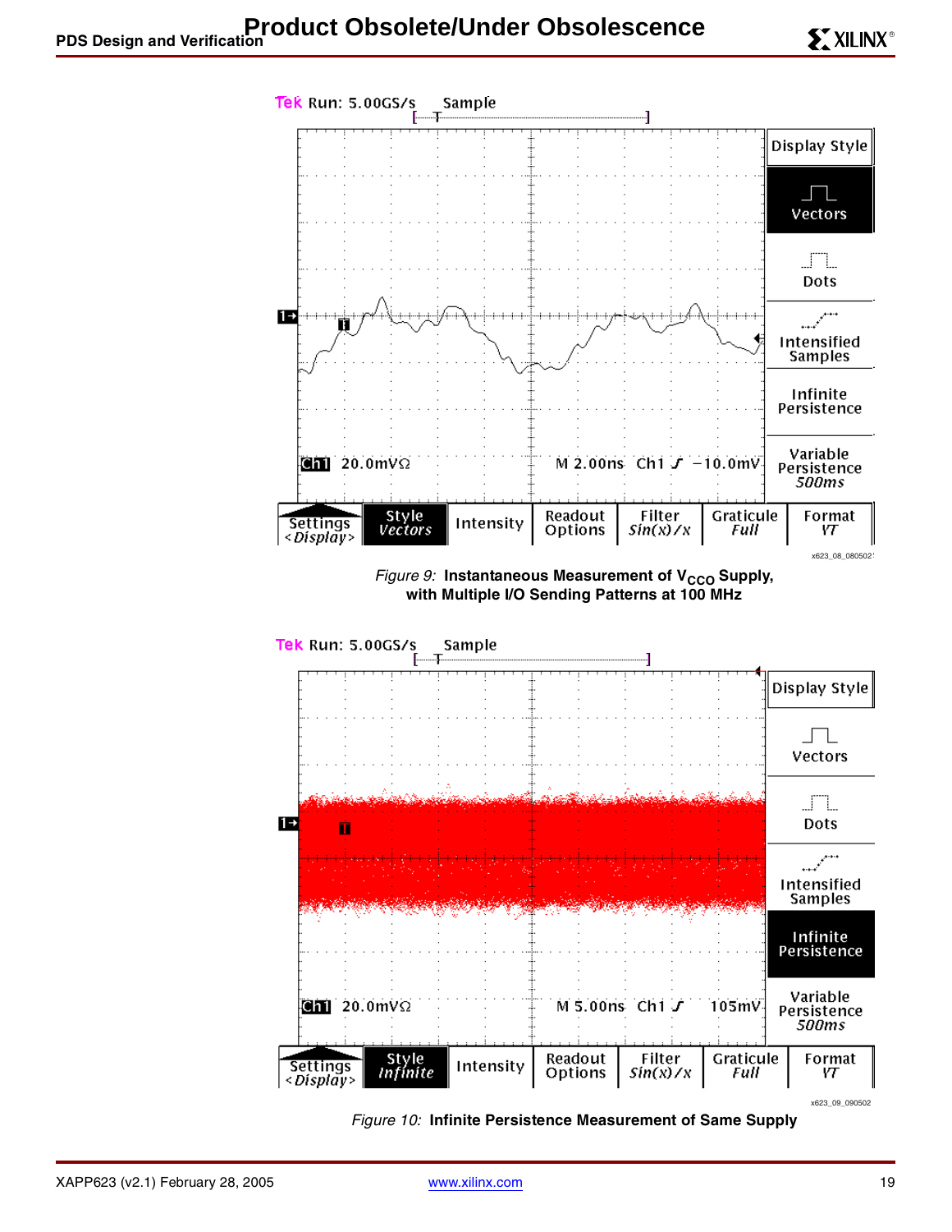*Figure 9:* **Instantaneous Measurement of $V_{CCO}$ Supply, with Multiple I/O Sending Patterns at 100 MHz**

*Figure 10:* **Infinite Persistence Measurement of Same Supply**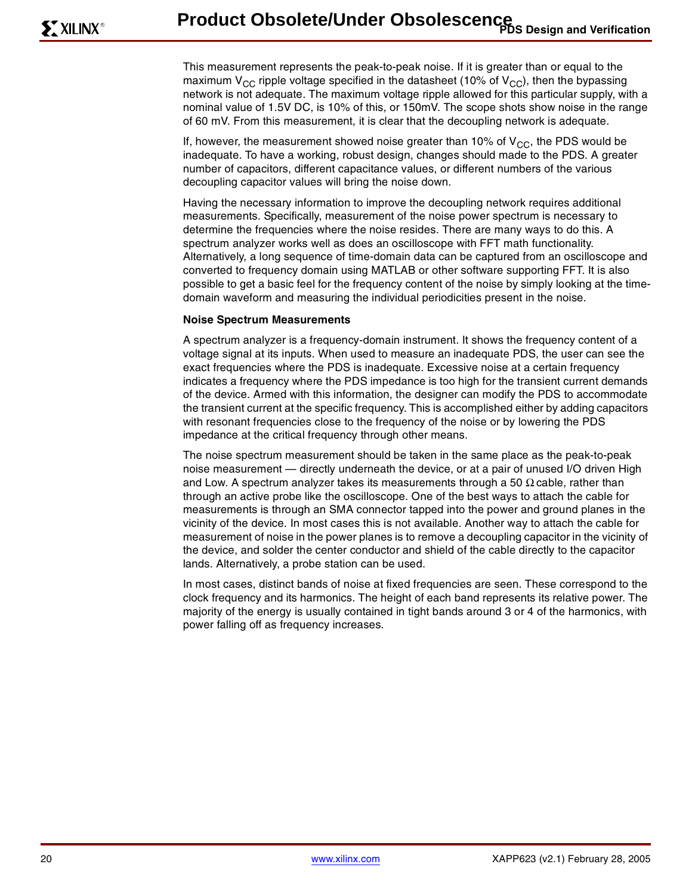This measurement represents the peak-to-peak noise. If it is greater than or equal to the maximum $V_{CC}$ ripple voltage specified in the datasheet (10% of $V_{CC}$), then the bypassing network is not adequate. The maximum voltage ripple allowed for this particular supply, with a nominal value of 1.5V DC, is 10% of this, or 150mV. The scope shots show noise in the range of 60 mV. From this measurement, it is clear that the decoupling network is adequate.

If, however, the measurement showed noise greater than 10% of $V_{CC}$, the PDS would be inadequate. To have a working, robust design, changes should made to the PDS. A greater number of capacitors, different capacitance values, or different numbers of the various decoupling capacitor values will bring the noise down.

Having the necessary information to improve the decoupling network requires additional measurements. Specifically, measurement of the noise power spectrum is necessary to determine the frequencies where the noise resides. There are many ways to do this. A spectrum analyzer works well as does an oscilloscope with FFT math functionality. Alternatively, a long sequence of time-domain data can be captured from an oscilloscope and converted to frequency domain using MATLAB or other software supporting FFT. It is also possible to get a basic feel for the frequency content of the noise by simply looking at the time-domain waveform and measuring the individual periodicities present in the noise.

**Noise Spectrum Measurements**

A spectrum analyzer is a frequency-domain instrument. It shows the frequency content of a voltage signal at its inputs. When used to measure an inadequate PDS, the user can see the exact frequencies where the PDS is inadequate. Excessive noise at a certain frequency indicates a frequency where the PDS impedance is too high for the transient current demands of the device. Armed with this information, the designer can modify the PDS to accommodate the transient current at the specific frequency. This is accomplished either by adding capacitors with resonant frequencies close to the frequency of the noise or by lowering the PDS impedance at the critical frequency through other means.

The noise spectrum measurement should be taken in the same place as the peak-to-peak noise measurement — directly underneath the device, or at a pair of unused I/O driven High and Low. A spectrum analyzer takes its measurements through a 50 Ω cable, rather than through an active probe like the oscilloscope. One of the best ways to attach the cable for measurements is through an SMA connector tapped into the power and ground planes in the vicinity of the device. In most cases this is not available. Another way to attach the cable for measurement of noise in the power planes is to remove a decoupling capacitor in the vicinity of the device, and solder the center conductor and shield of the cable directly to the capacitor lands. Alternatively, a probe station can be used.

In most cases, distinct bands of noise at fixed frequencies are seen. These correspond to the clock frequency and its harmonics. The height of each band represents its relative power. The majority of the energy is usually contained in tight bands around 3 or 4 of the harmonics, with power falling off as frequency increases.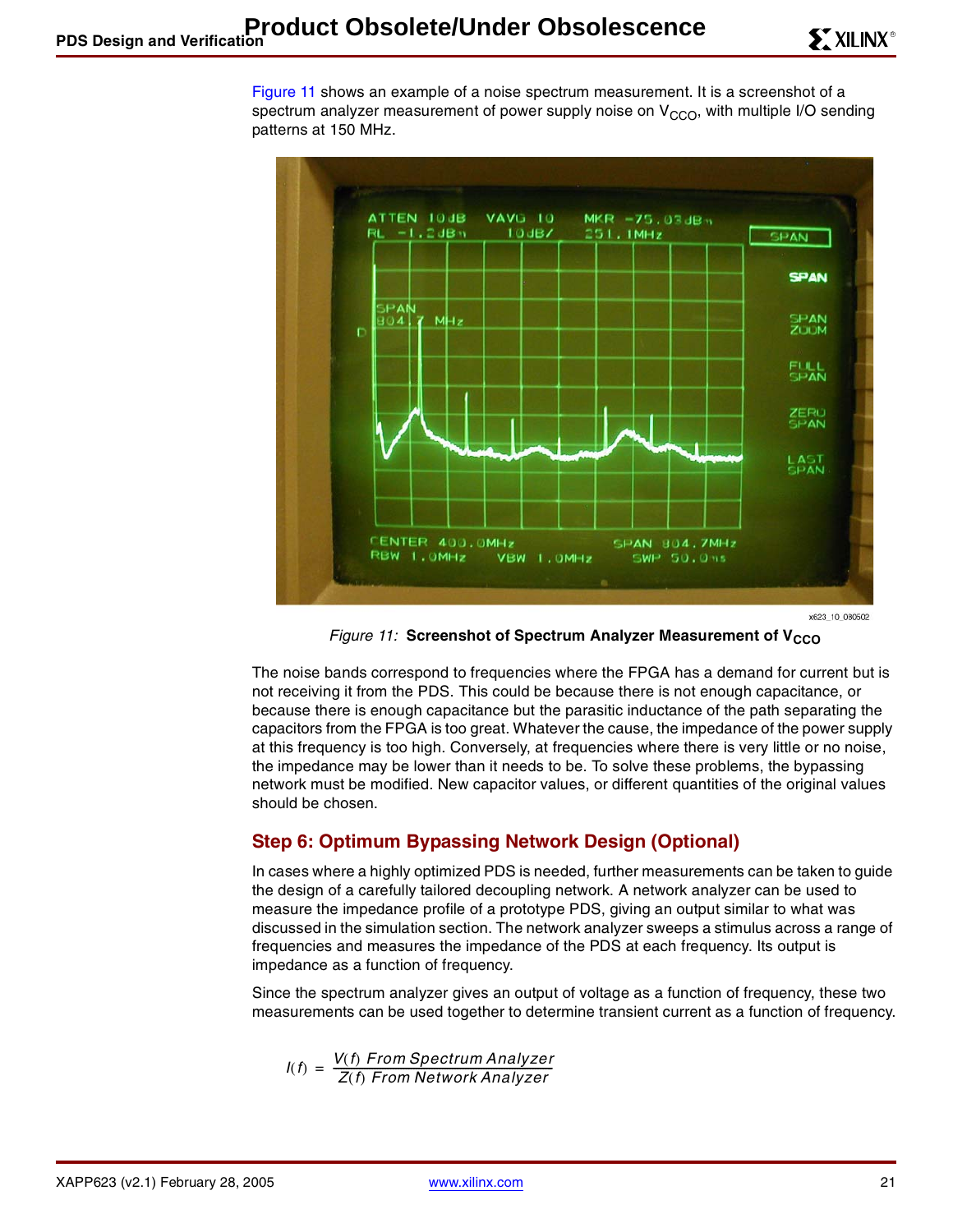Figure 11 shows an example of a noise spectrum measurement. It is a screenshot of a spectrum analyzer measurement of power supply noise on $V_{CCO}$, with multiple I/O sending patterns at 150 MHz.

x623_10_080502

*Figure 11:* **Screenshot of Spectrum Analyzer Measurement of $V_{CCO}$**

The noise bands correspond to frequencies where the FPGA has a demand for current but is not receiving it from the PDS. This could be because there is not enough capacitance, or because there is enough capacitance but the parasitic inductance of the path separating the capacitors from the FPGA is too great. Whatever the cause, the impedance of the power supply at this frequency is too high. Conversely, at frequencies where there is very little or no noise, the impedance may be lower than it needs to be. To solve these problems, the bypassing network must be modified. New capacitor values, or different quantities of the original values should be chosen.

## Step 6: Optimum Bypassing Network Design (Optional)

In cases where a highly optimized PDS is needed, further measurements can be taken to guide the design of a carefully tailored decoupling network. A network analyzer can be used to measure the impedance profile of a prototype PDS, giving an output similar to what was discussed in the simulation section. The network analyzer sweeps a stimulus across a range of frequencies and measures the impedance of the PDS at each frequency. Its output is impedance as a function of frequency.

Since the spectrum analyzer gives an output of voltage as a function of frequency, these two measurements can be used together to determine transient current as a function of frequency.

$$I(f) = \frac{V(f) \text{ From Spectrum Analyzer}}{Z(f) \text{ From Network Analyzer}}$$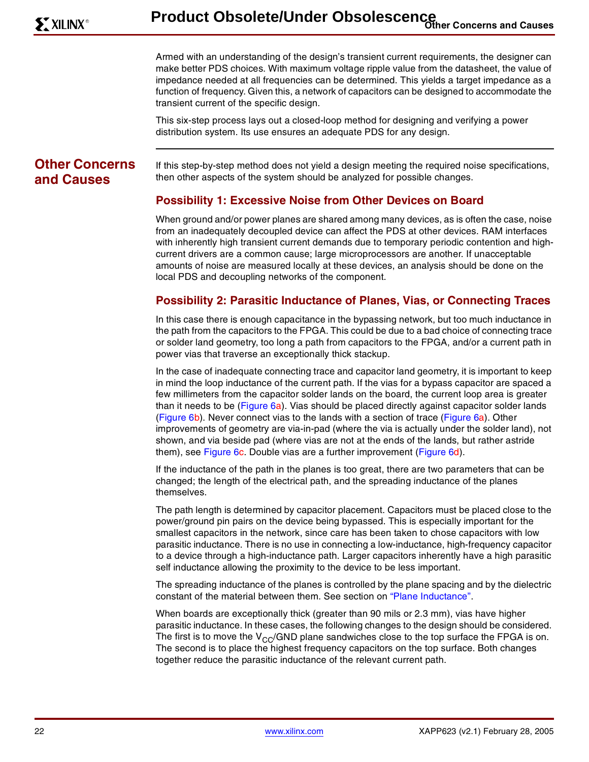Armed with an understanding of the design's transient current requirements, the designer can make better PDS choices. With maximum voltage ripple value from the datasheet, the value of impedance needed at all frequencies can be determined. This yields a target impedance as a function of frequency. Given this, a network of capacitors can be designed to accommodate the transient current of the specific design.

This six-step process lays out a closed-loop method for designing and verifying a power distribution system. Its use ensures an adequate PDS for any design.

## Other Concerns and Causes

If this step-by-step method does not yield a design meeting the required noise specifications, then other aspects of the system should be analyzed for possible changes.

### Possibility 1: Excessive Noise from Other Devices on Board

When ground and/or power planes are shared among many devices, as is often the case, noise from an inadequately decoupled device can affect the PDS at other devices. RAM interfaces with inherently high transient current demands due to temporary periodic contention and high-current drivers are a common cause; large microprocessors are another. If unacceptable amounts of noise are measured locally at these devices, an analysis should be done on the local PDS and decoupling networks of the component.

### Possibility 2: Parasitic Inductance of Planes, Vias, or Connecting Traces

In this case there is enough capacitance in the bypassing network, but too much inductance in the path from the capacitors to the FPGA. This could be due to a bad choice of connecting trace or solder land geometry, too long a path from capacitors to the FPGA, and/or a current path in power vias that traverse an exceptionally thick stackup.

In the case of inadequate connecting trace and capacitor land geometry, it is important to keep in mind the loop inductance of the current path. If the vias for a bypass capacitor are spaced a few millimeters from the capacitor solder lands on the board, the current loop area is greater than it needs to be (Figure 6a). Vias should be placed directly against capacitor solder lands (Figure 6b). Never connect vias to the lands with a section of trace (Figure 6a). Other improvements of geometry are via-in-pad (where the via is actually under the solder land), not shown, and via beside pad (where vias are not at the ends of the lands, but rather astride them), see Figure 6c. Double vias are a further improvement (Figure 6d).

If the inductance of the path in the planes is too great, there are two parameters that can be changed; the length of the electrical path, and the spreading inductance of the planes themselves.

The path length is determined by capacitor placement. Capacitors must be placed close to the power/ground pin pairs on the device being bypassed. This is especially important for the smallest capacitors in the network, since care has been taken to chose capacitors with low parasitic inductance. There is no use in connecting a low-inductance, high-frequency capacitor to a device through a high-inductance path. Larger capacitors inherently have a high parasitic self inductance allowing the proximity to the device to be less important.

The spreading inductance of the planes is controlled by the plane spacing and by the dielectric constant of the material between them. See section on "Plane Inductance".

When boards are exceptionally thick (greater than 90 mils or 2.3 mm), vias have higher parasitic inductance. In these cases, the following changes to the design should be considered. The first is to move the $V_{CC}$/GND plane sandwiches close to the top surface the FPGA is on. The second is to place the highest frequency capacitors on the top surface. Both changes together reduce the parasitic inductance of the relevant current path.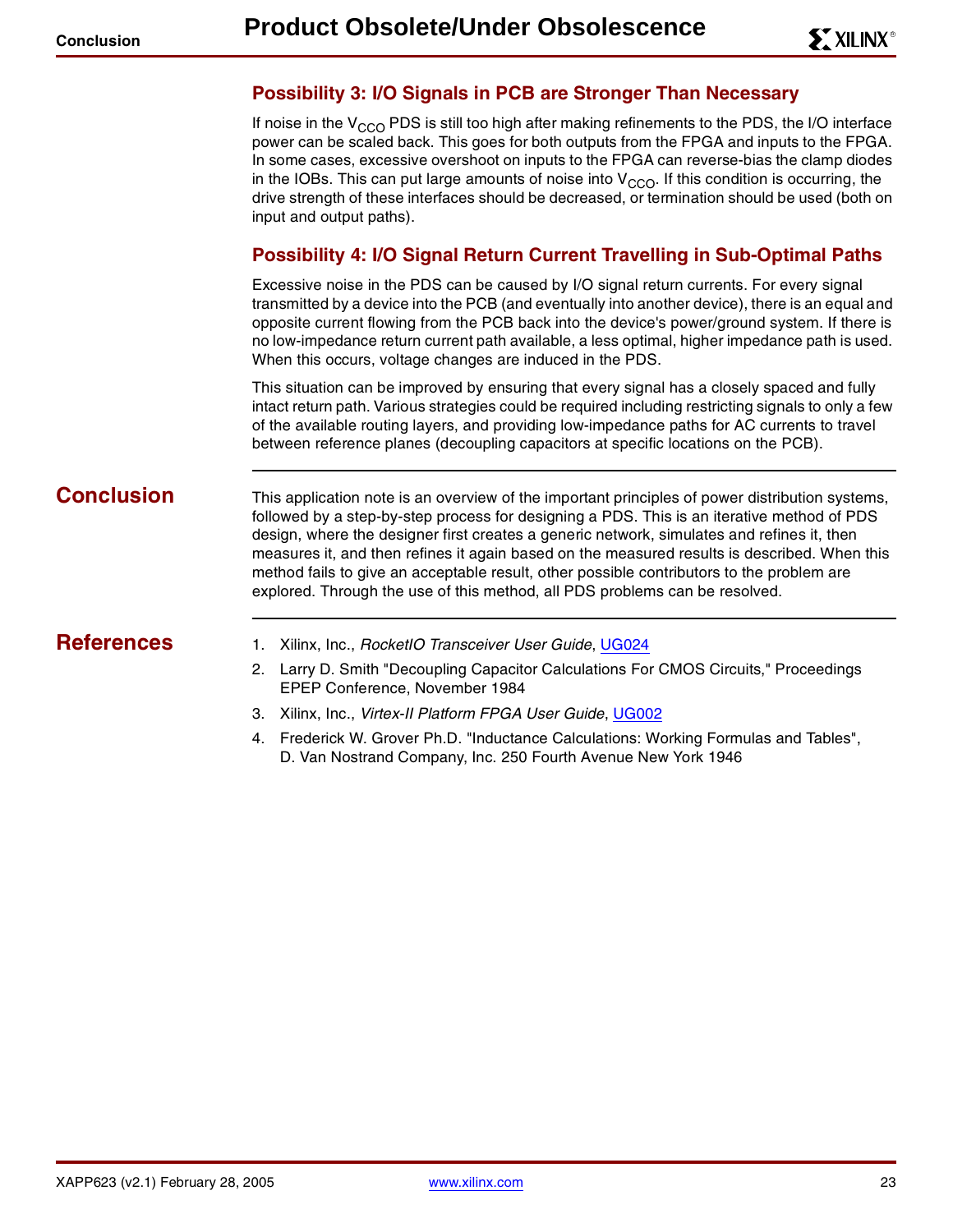### Possibility 3: I/O Signals in PCB are Stronger Than Necessary

If noise in the $V_{CCO}$ PDS is still too high after making refinements to the PDS, the I/O interface power can be scaled back. This goes for both outputs from the FPGA and inputs to the FPGA. In some cases, excessive overshoot on inputs to the FPGA can reverse-bias the clamp diodes in the IOBs. This can put large amounts of noise into $V_{CCO}$. If this condition is occurring, the drive strength of these interfaces should be decreased, or termination should be used (both on input and output paths).

### Possibility 4: I/O Signal Return Current Travelling in Sub-Optimal Paths

Excessive noise in the PDS can be caused by I/O signal return currents. For every signal transmitted by a device into the PCB (and eventually into another device), there is an equal and opposite current flowing from the PCB back into the device's power/ground system. If there is no low-impedance return current path available, a less optimal, higher impedance path is used. When this occurs, voltage changes are induced in the PDS.

This situation can be improved by ensuring that every signal has a closely spaced and fully intact return path. Various strategies could be required including restricting signals to only a few of the available routing layers, and providing low-impedance paths for AC currents to travel between reference planes (decoupling capacitors at specific locations on the PCB).

## Conclusion

This application note is an overview of the important principles of power distribution systems, followed by a step-by-step process for designing a PDS. This is an iterative method of PDS design, where the designer first creates a generic network, simulates and refines it, then measures it, and then refines it again based on the measured results is described. When this method fails to give an acceptable result, other possible contributors to the problem are explored. Through the use of this method, all PDS problems can be resolved.

## References

1. Xilinx, Inc., *RocketIO Transceiver User Guide*, UG024
2. Larry D. Smith "Decoupling Capacitor Calculations For CMOS Circuits," Proceedings EPEP Conference, November 1984
3. Xilinx, Inc., *Virtex-II Platform FPGA User Guide*, UG002
4. Frederick W. Grover Ph.D. "Inductance Calculations: Working Formulas and Tables", D. Van Nostrand Company, Inc. 250 Fourth Avenue New York 1946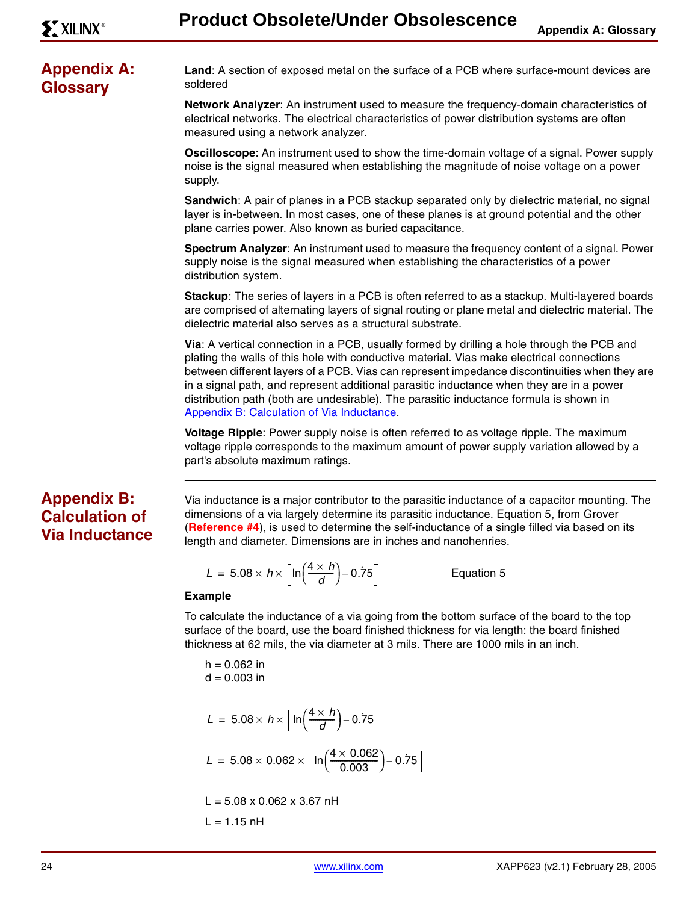## Appendix A: Glossary

**Land**: A section of exposed metal on the surface of a PCB where surface-mount devices are soldered

**Network Analyzer**: An instrument used to measure the frequency-domain characteristics of electrical networks. The electrical characteristics of power distribution systems are often measured using a network analyzer.

**Oscilloscope**: An instrument used to show the time-domain voltage of a signal. Power supply noise is the signal measured when establishing the magnitude of noise voltage on a power supply.

**Sandwich**: A pair of planes in a PCB stackup separated only by dielectric material, no signal layer is in-between. In most cases, one of these planes is at ground potential and the other plane carries power. Also known as buried capacitance.

**Spectrum Analyzer**: An instrument used to measure the frequency content of a signal. Power supply noise is the signal measured when establishing the characteristics of a power distribution system.

**Stackup**: The series of layers in a PCB is often referred to as a stackup. Multi-layered boards are comprised of alternating layers of signal routing or plane metal and dielectric material. The dielectric material also serves as a structural substrate.

**Via**: A vertical connection in a PCB, usually formed by drilling a hole through the PCB and plating the walls of this hole with conductive material. Vias make electrical connections between different layers of a PCB. Vias can represent impedance discontinuities when they are in a signal path, and represent additional parasitic inductance when they are in a power distribution path (both are undesirable). The parasitic inductance formula is shown in Appendix B: Calculation of Via Inductance.

**Voltage Ripple**: Power supply noise is often referred to as voltage ripple. The maximum voltage ripple corresponds to the maximum amount of power supply variation allowed by a part's absolute maximum ratings.

## Appendix B: Calculation of Via Inductance

Via inductance is a major contributor to the parasitic inductance of a capacitor mounting. The dimensions of a via largely determine its parasitic inductance. Equation 5, from Grover (**Reference #4**), is used to determine the self-inductance of a single filled via based on its length and diameter. Dimensions are in inches and nanohenries.

$$L = 5.08 \times h \times \left[\ln\left(\frac{4 \times h}{d}\right) - 0.75\right] \qquad \text{Equation 5}$$

**Example**

To calculate the inductance of a via going from the bottom surface of the board to the top surface of the board, use the board finished thickness for via length: the board finished thickness at 62 mils, the via diameter at 3 mils. There are 1000 mils in an inch.

h = 0.062 in
d = 0.003 in

$$L = 5.08 \times h \times \left[\ln\left(\frac{4 \times h}{d}\right) - 0.75\right]$$

$$L = 5.08 \times 0.062 \times \left[\ln\left(\frac{4 \times 0.062}{0.003}\right) - 0.75\right]$$

L = 5.08 x 0.062 x 3.67 nH

L = 1.15 nH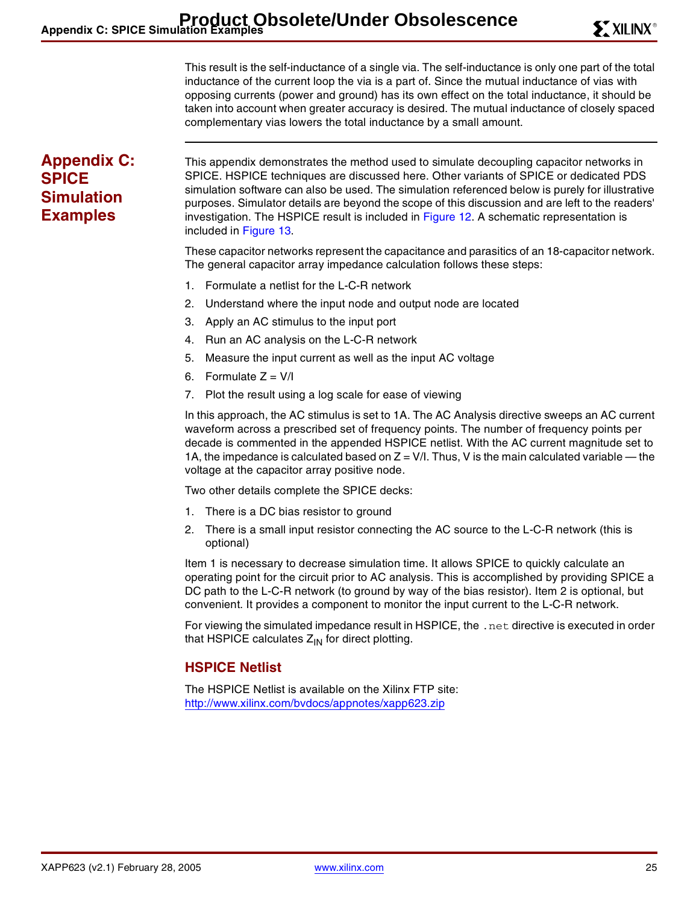This result is the self-inductance of a single via. The self-inductance is only one part of the total inductance of the current loop the via is a part of. Since the mutual inductance of vias with opposing currents (power and ground) has its own effect on the total inductance, it should be taken into account when greater accuracy is desired. The mutual inductance of closely spaced complementary vias lowers the total inductance by a small amount.

## Appendix C: SPICE Simulation Examples

This appendix demonstrates the method used to simulate decoupling capacitor networks in SPICE. HSPICE techniques are discussed here. Other variants of SPICE or dedicated PDS simulation software can also be used. The simulation referenced below is purely for illustrative purposes. Simulator details are beyond the scope of this discussion and are left to the readers' investigation. The HSPICE result is included in Figure 12. A schematic representation is included in Figure 13.

These capacitor networks represent the capacitance and parasitics of an 18-capacitor network. The general capacitor array impedance calculation follows these steps:

1. Formulate a netlist for the L-C-R network
2. Understand where the input node and output node are located
3. Apply an AC stimulus to the input port
4. Run an AC analysis on the L-C-R network
5. Measure the input current as well as the input AC voltage
6. Formulate Z = V/I
7. Plot the result using a log scale for ease of viewing

In this approach, the AC stimulus is set to 1A. The AC Analysis directive sweeps an AC current waveform across a prescribed set of frequency points. The number of frequency points per decade is commented in the appended HSPICE netlist. With the AC current magnitude set to 1A, the impedance is calculated based on Z = V/I. Thus, V is the main calculated variable — the voltage at the capacitor array positive node.

Two other details complete the SPICE decks:

1. There is a DC bias resistor to ground
2. There is a small input resistor connecting the AC source to the L-C-R network (this is optional)

Item 1 is necessary to decrease simulation time. It allows SPICE to quickly calculate an operating point for the circuit prior to AC analysis. This is accomplished by providing SPICE a DC path to the L-C-R network (to ground by way of the bias resistor). Item 2 is optional, but convenient. It provides a component to monitor the input current to the L-C-R network.

For viewing the simulated impedance result in HSPICE, the `.net` directive is executed in order that HSPICE calculates $Z_{IN}$ for direct plotting.

### HSPICE Netlist

The HSPICE Netlist is available on the Xilinx FTP site:
http://www.xilinx.com/bvdocs/appnotes/xapp623.zip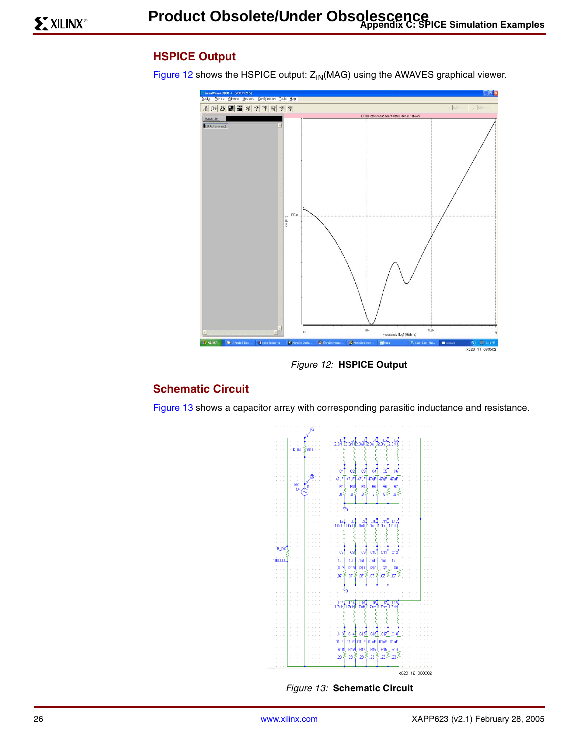## HSPICE Output

Figure 12 shows the HSPICE output: $Z_{IN}$(MAG) using the AWAVES graphical viewer.

*Figure 12:* **HSPICE Output**

## Schematic Circuit

Figure 13 shows a capacitor array with corresponding parasitic inductance and resistance.

*Figure 13:* **Schematic Circuit**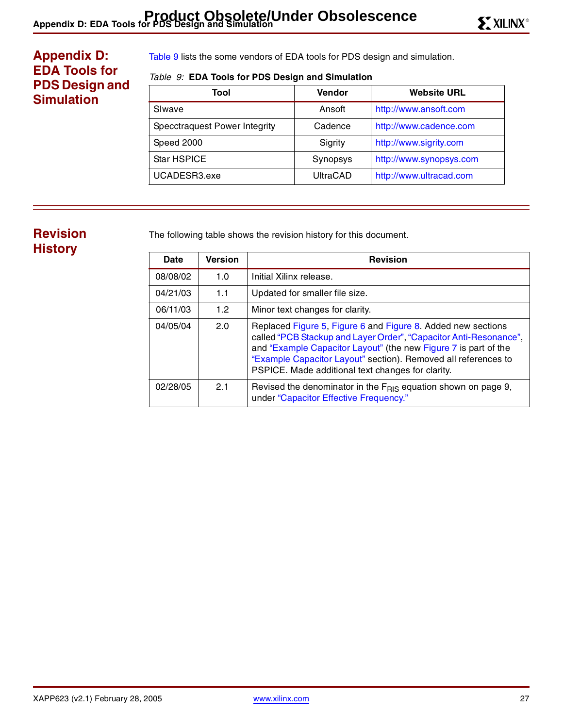## Appendix D: EDA Tools for PDS Design and Simulation

Table 9 lists the some vendors of EDA tools for PDS design and simulation.

*Table 9:* **EDA Tools for PDS Design and Simulation**

| Tool | Vendor | Website URL |
|---|---|---|
| SIwave | Ansoft | http://www.ansoft.com |
| Specctraquest Power Integrity | Cadence | http://www.cadence.com |
| Speed 2000 | Sigrity | http://www.sigrity.com |
| Star HSPICE | Synopsys | http://www.synopsys.com |
| UCADESR3.exe | UltraCAD | http://www.ultracad.com |

## Revision History

The following table shows the revision history for this document.

| Date | Version | Revision |
|---|---|---|
| 08/08/02 | 1.0 | Initial Xilinx release. |
| 04/21/03 | 1.1 | Updated for smaller file size. |
| 06/11/03 | 1.2 | Minor text changes for clarity. |
| 04/05/04 | 2.0 | Replaced Figure 5, Figure 6 and Figure 8. Added new sections called "PCB Stackup and Layer Order", "Capacitor Anti-Resonance", and "Example Capacitor Layout" (the new Figure 7 is part of the "Example Capacitor Layout" section). Removed all references to PSPICE. Made additional text changes for clarity. |
| 02/28/05 | 2.1 | Revised the denominator in the $F_{RIS}$ equation shown on page 9, under "Capacitor Effective Frequency." |